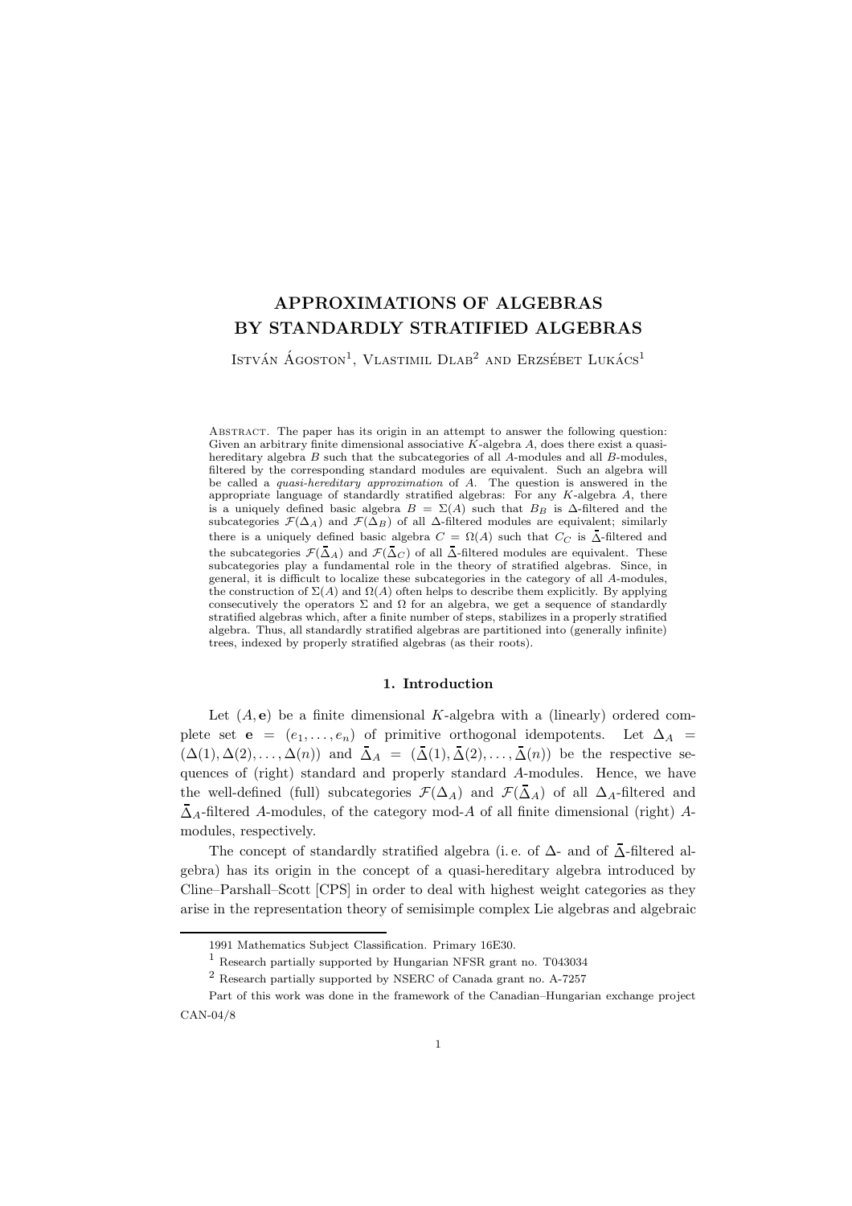# APPROXIMATIONS OF ALGEBRAS BY STANDARDLY STRATIFIED ALGEBRAS

István Ágoston[1], Vlastimil Dlab[2] and Erzsébet Lukács[1]

Abstract. The paper has its origin in an attempt to answer the following question: Given an arbitrary finite dimensional associative $K$-algebra $A$, does there exist a quasi-hereditary algebra $B$ such that the subcategories of all $A$-modules and all $B$-modules, filtered by the corresponding standard modules are equivalent. Such an algebra will be called a *quasi-hereditary approximation* of $A$. The question is answered in the appropriate language of standardly stratified algebras: For any $K$-algebra $A$, there is a uniquely defined basic algebra $B = \Sigma(A)$ such that $B_B$ is $\Delta$-filtered and the subcategories $\mathcal{F}(\Delta_A)$ and $\mathcal{F}(\Delta_B)$ of all $\Delta$-filtered modules are equivalent; similarly there is a uniquely defined basic algebra $C = \Omega(A)$ such that $C_C$ is $\bar{\Delta}$-filtered and the subcategories $\mathcal{F}(\bar{\Delta}_A)$ and $\mathcal{F}(\bar{\Delta}_C)$ of all $\bar{\Delta}$-filtered modules are equivalent. These subcategories play a fundamental role in the theory of stratified algebras. Since, in general, it is difficult to localize these subcategories in the category of all $A$-modules, the construction of $\Sigma(A)$ and $\Omega(A)$ often helps to describe them explicitly. By applying consecutively the operators $\Sigma$ and $\Omega$ for an algebra, we get a sequence of standardly stratified algebras which, after a finite number of steps, stabilizes in a properly stratified algebra. Thus, all standardly stratified algebras are partitioned into (generally infinite) trees, indexed by properly stratified algebras (as their roots).

## 1. Introduction

Let $(A, \mathbf{e})$ be a finite dimensional $K$-algebra with a (linearly) ordered complete set $\mathbf{e} = (e_1, \dots, e_n)$ of primitive orthogonal idempotents. Let $\Delta_A = (\Delta(1), \Delta(2), \dots, \Delta(n))$ and $\bar{\Delta}_A = (\bar{\Delta}(1), \bar{\Delta}(2), \dots, \bar{\Delta}(n))$ be the respective sequences of (right) standard and properly standard $A$-modules. Hence, we have the well-defined (full) subcategories $\mathcal{F}(\Delta_A)$ and $\mathcal{F}(\bar{\Delta}_A)$ of all $\Delta_A$-filtered and $\bar{\Delta}_A$-filtered $A$-modules, of the category mod-$A$ of all finite dimensional (right) $A$-modules, respectively.

The concept of standardly stratified algebra (i. e. of $\Delta$- and of $\bar{\Delta}$-filtered algebra) has its origin in the concept of a quasi-hereditary algebra introduced by Cline–Parshall–Scott [CPS] in order to deal with highest weight categories as they arise in the representation theory of semisimple complex Lie algebras and algebraic

1991 Mathematics Subject Classification. Primary 16E30.

[1] Research partially supported by Hungarian NFSR grant no. T043034

[2] Research partially supported by NSERC of Canada grant no. A-7257

Part of this work was done in the framework of the Canadian–Hungarian exchange project CAN-04/8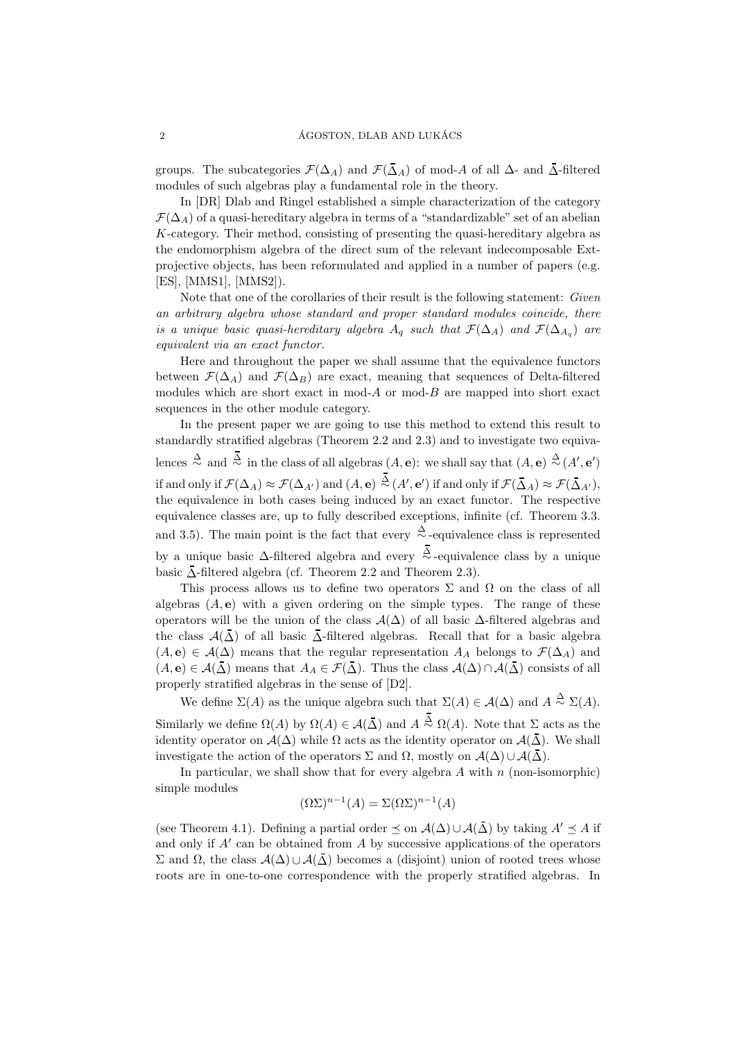groups. The subcategories $\mathcal{F}(\Delta_A)$ and $\mathcal{F}(\bar{\Delta}_A)$ of mod-$A$ of all $\Delta$- and $\bar{\Delta}$-filtered modules of such algebras play a fundamental role in the theory.

In [DR] Dlab and Ringel established a simple characterization of the category $\mathcal{F}(\Delta_A)$ of a quasi-hereditary algebra in terms of a "standardizable" set of an abelian $K$-category. Their method, consisting of presenting the quasi-hereditary algebra as the endomorphism algebra of the direct sum of the relevant indecomposable Ext-projective objects, has been reformulated and applied in a number of papers (e.g. [ES], [MMS1], [MMS2]).

Note that one of the corollaries of their result is the following statement: *Given an arbitrary algebra whose standard and proper standard modules coincide, there is a unique basic quasi-hereditary algebra $A_q$ such that $\mathcal{F}(\Delta_A)$ and $\mathcal{F}(\Delta_{A_q})$ are equivalent via an exact functor.*

Here and throughout the paper we shall assume that the equivalence functors between $\mathcal{F}(\Delta_A)$ and $\mathcal{F}(\Delta_B)$ are exact, meaning that sequences of Delta-filtered modules which are short exact in mod-$A$ or mod-$B$ are mapped into short exact sequences in the other module category.

In the present paper we are going to use this method to extend this result to standardly stratified algebras (Theorem 2.2 and 2.3) and to investigate two equivalences $\overset{\Delta}{\sim}$ and $\overset{\bar{\Delta}}{\sim}$ in the class of all algebras $(A, \mathbf{e})$: we shall say that $(A, \mathbf{e}) \overset{\Delta}{\sim} (A', \mathbf{e}')$ if and only if $\mathcal{F}(\Delta_A) \approx \mathcal{F}(\Delta_{A'})$ and $(A, \mathbf{e}) \overset{\bar{\Delta}}{\sim} (A', \mathbf{e}')$ if and only if $\mathcal{F}(\bar{\Delta}_A) \approx \mathcal{F}(\bar{\Delta}_{A'})$, the equivalence in both cases being induced by an exact functor. The respective equivalence classes are, up to fully described exceptions, infinite (cf. Theorem 3.3. and 3.5). The main point is the fact that every $\overset{\Delta}{\sim}$-equivalence class is represented by a unique basic $\Delta$-filtered algebra and every $\overset{\bar{\Delta}}{\sim}$-equivalence class by a unique basic $\bar{\Delta}$-filtered algebra (cf. Theorem 2.2 and Theorem 2.3).

This process allows us to define two operators $\Sigma$ and $\Omega$ on the class of all algebras $(A, \mathbf{e})$ with a given ordering on the simple types. The range of these operators will be the union of the class $\mathcal{A}(\Delta)$ of all basic $\Delta$-filtered algebras and the class $\mathcal{A}(\bar{\Delta})$ of all basic $\bar{\Delta}$-filtered algebras. Recall that for a basic algebra $(A, \mathbf{e}) \in \mathcal{A}(\Delta)$ means that the regular representation $A_A$ belongs to $\mathcal{F}(\Delta_A)$ and $(A, \mathbf{e}) \in \mathcal{A}(\bar{\Delta})$ means that $A_A \in \mathcal{F}(\bar{\Delta})$. Thus the class $\mathcal{A}(\Delta) \cap \mathcal{A}(\bar{\Delta})$ consists of all properly stratified algebras in the sense of [D2].

We define $\Sigma(A)$ as the unique algebra such that $\Sigma(A) \in \mathcal{A}(\Delta)$ and $A \overset{\Delta}{\sim} \Sigma(A)$. Similarly we define $\Omega(A)$ by $\Omega(A) \in \mathcal{A}(\bar{\Delta})$ and $A \overset{\bar{\Delta}}{\sim} \Omega(A)$. Note that $\Sigma$ acts as the identity operator on $\mathcal{A}(\Delta)$ while $\Omega$ acts as the identity operator on $\mathcal{A}(\bar{\Delta})$. We shall investigate the action of the operators $\Sigma$ and $\Omega$, mostly on $\mathcal{A}(\Delta) \cup \mathcal{A}(\bar{\Delta})$.

In particular, we shall show that for every algebra $A$ with $n$ (non-isomorphic) simple modules

$$(\Omega\Sigma)^{n-1}(A) = \Sigma(\Omega\Sigma)^{n-1}(A)$$

(see Theorem 4.1). Defining a partial order $\preceq$ on $\mathcal{A}(\Delta) \cup \mathcal{A}(\bar{\Delta})$ by taking $A' \preceq A$ if and only if $A'$ can be obtained from $A$ by successive applications of the operators $\Sigma$ and $\Omega$, the class $\mathcal{A}(\Delta) \cup \mathcal{A}(\bar{\Delta})$ becomes a (disjoint) union of rooted trees whose roots are in one-to-one correspondence with the properly stratified algebras. In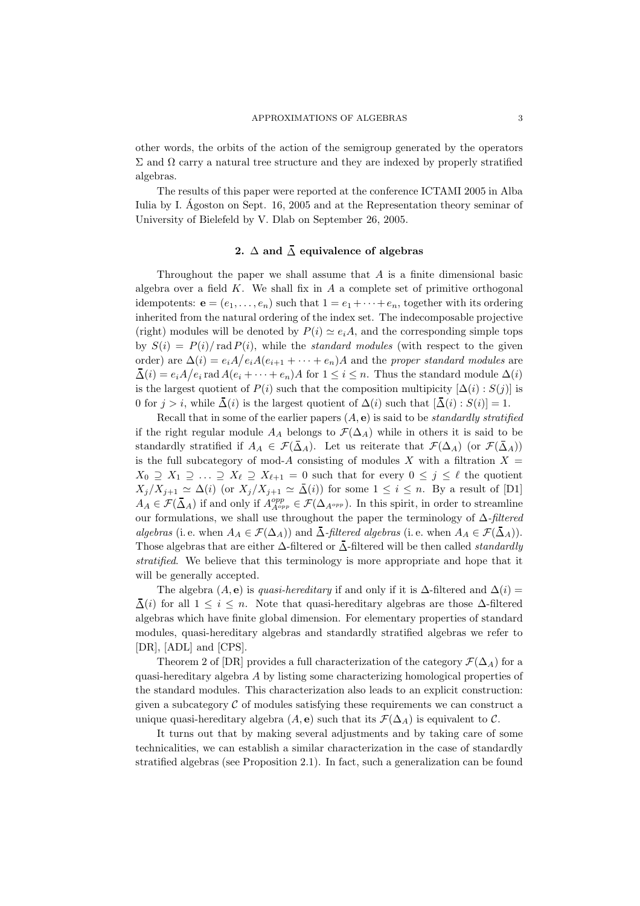other words, the orbits of the action of the semigroup generated by the operators $\Sigma$ and $\Omega$ carry a natural tree structure and they are indexed by properly stratified algebras.

The results of this paper were reported at the conference ICTAMI 2005 in Alba Iulia by I. Ágoston on Sept. 16, 2005 and at the Representation theory seminar of University of Bielefeld by V. Dlab on September 26, 2005.

## 2. $\Delta$ and $\bar{\Delta}$ equivalence of algebras

Throughout the paper we shall assume that $A$ is a finite dimensional basic algebra over a field $K$. We shall fix in $A$ a complete set of primitive orthogonal idempotents: $\mathbf{e} = (e_1, \dots, e_n)$ such that $1 = e_1 + \dots + e_n$, together with its ordering inherited from the natural ordering of the index set. The indecomposable projective (right) modules will be denoted by $P(i) \simeq e_i A$, and the corresponding simple tops by $S(i) = P(i)/\operatorname{rad} P(i)$, while the *standard modules* (with respect to the given order) are $\Delta(i) = e_i A \big/ e_i A(e_{i+1} + \dots + e_n)A$ and the *proper standard modules* are $\bar{\Delta}(i) = e_i A \big/ e_i \operatorname{rad} A(e_i + \dots + e_n)A$ for $1 \leq i \leq n$. Thus the standard module $\Delta(i)$ is the largest quotient of $P(i)$ such that the composition multiplicity $[\Delta(i) : S(j)]$ is 0 for $j > i$, while $\bar{\Delta}(i)$ is the largest quotient of $\Delta(i)$ such that $[\bar{\Delta}(i) : S(i)] = 1$.

Recall that in some of the earlier papers $(A, \mathbf{e})$ is said to be *standardly stratified* if the right regular module $A_A$ belongs to $\mathcal{F}(\Delta_A)$ while in others it is said to be standardly stratified if $A_A \in \mathcal{F}(\bar{\Delta}_A)$. Let us reiterate that $\mathcal{F}(\Delta_A)$ (or $\mathcal{F}(\bar{\Delta}_A)$) is the full subcategory of mod-$A$ consisting of modules $X$ with a filtration $X = X_0 \supseteq X_1 \supseteq \dots \supseteq X_\ell \supseteq X_{\ell+1} = 0$ such that for every $0 \leq j \leq \ell$ the quotient $X_j/X_{j+1} \simeq \Delta(i)$ (or $X_j/X_{j+1} \simeq \bar{\Delta}(i)$) for some $1 \leq i \leq n$. By a result of [D1] $A_A \in \mathcal{F}(\bar{\Delta}_A)$ if and only if $A^{opp}_{A^{opp}} \in \mathcal{F}(\Delta_{A^{opp}})$. In this spirit, in order to streamline our formulations, we shall use throughout the paper the terminology of *$\Delta$-filtered algebras* (i. e. when $A_A \in \mathcal{F}(\Delta_A)$) and *$\bar{\Delta}$-filtered algebras* (i. e. when $A_A \in \mathcal{F}(\bar{\Delta}_A)$). Those algebras that are either $\Delta$-filtered or $\bar{\Delta}$-filtered will be then called *standardly stratified*. We believe that this terminology is more appropriate and hope that it will be generally accepted.

The algebra $(A, \mathbf{e})$ is *quasi-hereditary* if and only if it is $\Delta$-filtered and $\Delta(i) = \bar{\Delta}(i)$ for all $1 \leq i \leq n$. Note that quasi-hereditary algebras are those $\Delta$-filtered algebras which have finite global dimension. For elementary properties of standard modules, quasi-hereditary algebras and standardly stratified algebras we refer to [DR], [ADL] and [CPS].

Theorem 2 of [DR] provides a full characterization of the category $\mathcal{F}(\Delta_A)$ for a quasi-hereditary algebra $A$ by listing some characterizing homological properties of the standard modules. This characterization also leads to an explicit construction: given a subcategory $\mathcal{C}$ of modules satisfying these requirements we can construct a unique quasi-hereditary algebra $(A, \mathbf{e})$ such that its $\mathcal{F}(\Delta_A)$ is equivalent to $\mathcal{C}$.

It turns out that by making several adjustments and by taking care of some technicalities, we can establish a similar characterization in the case of standardly stratified algebras (see Proposition 2.1). In fact, such a generalization can be found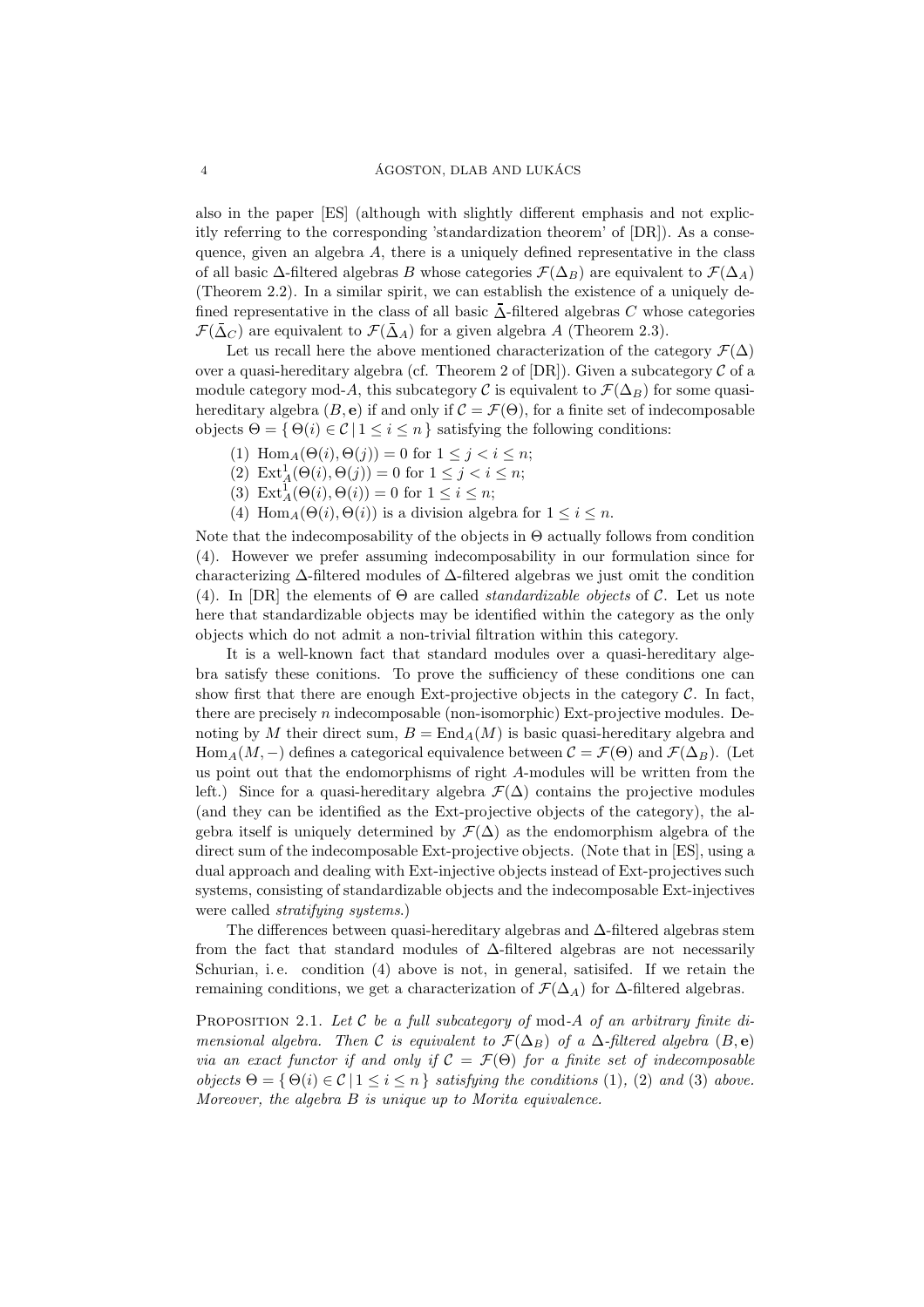also in the paper [ES] (although with slightly different emphasis and not explicitly referring to the corresponding 'standardization theorem' of [DR]). As a consequence, given an algebra $A$, there is a uniquely defined representative in the class of all basic $\Delta$-filtered algebras $B$ whose categories $\mathcal{F}(\Delta_B)$ are equivalent to $\mathcal{F}(\Delta_A)$ (Theorem 2.2). In a similar spirit, we can establish the existence of a uniquely defined representative in the class of all basic $\bar{\Delta}$-filtered algebras $C$ whose categories $\mathcal{F}(\bar{\Delta}_C)$ are equivalent to $\mathcal{F}(\bar{\Delta}_A)$ for a given algebra $A$ (Theorem 2.3).

Let us recall here the above mentioned characterization of the category $\mathcal{F}(\Delta)$ over a quasi-hereditary algebra (cf. Theorem 2 of [DR]). Given a subcategory $\mathcal{C}$ of a module category mod-$A$, this subcategory $\mathcal{C}$ is equivalent to $\mathcal{F}(\Delta_B)$ for some quasi-hereditary algebra $(B, \mathbf{e})$ if and only if $\mathcal{C} = \mathcal{F}(\Theta)$, for a finite set of indecomposable objects $\Theta = \{\, \Theta(i) \in \mathcal{C} \,|\, 1 \leq i \leq n \,\}$ satisfying the following conditions:

(1) $\operatorname{Hom}_A(\Theta(i), \Theta(j)) = 0$ for $1 \leq j < i \leq n$;
(2) $\operatorname{Ext}^1_A(\Theta(i), \Theta(j)) = 0$ for $1 \leq j < i \leq n$;
(3) $\operatorname{Ext}^1_A(\Theta(i), \Theta(i)) = 0$ for $1 \leq i \leq n$;
(4) $\operatorname{Hom}_A(\Theta(i), \Theta(i))$ is a division algebra for $1 \leq i \leq n$.

Note that the indecomposability of the objects in $\Theta$ actually follows from condition (4). However we prefer assuming indecomposability in our formulation since for characterizing $\Delta$-filtered modules of $\Delta$-filtered algebras we just omit the condition (4). In [DR] the elements of $\Theta$ are called *standardizable objects* of $\mathcal{C}$. Let us note here that standardizable objects may be identified within the category as the only objects which do not admit a non-trivial filtration within this category.

It is a well-known fact that standard modules over a quasi-hereditary algebra satisfy these conitions. To prove the sufficiency of these conditions one can show first that there are enough Ext-projective objects in the category $\mathcal{C}$. In fact, there are precisely $n$ indecomposable (non-isomorphic) Ext-projective modules. Denoting by $M$ their direct sum, $B = \operatorname{End}_A(M)$ is basic quasi-hereditary algebra and $\operatorname{Hom}_A(M, -)$ defines a categorical equivalence between $\mathcal{C} = \mathcal{F}(\Theta)$ and $\mathcal{F}(\Delta_B)$. (Let us point out that the endomorphisms of right $A$-modules will be written from the left.) Since for a quasi-hereditary algebra $\mathcal{F}(\Delta)$ contains the projective modules (and they can be identified as the Ext-projective objects of the category), the algebra itself is uniquely determined by $\mathcal{F}(\Delta)$ as the endomorphism algebra of the direct sum of the indecomposable Ext-projective objects. (Note that in [ES], using a dual approach and dealing with Ext-injective objects instead of Ext-projectives such systems, consisting of standardizable objects and the indecomposable Ext-injectives were called *stratifying systems*.)

The differences between quasi-hereditary algebras and $\Delta$-filtered algebras stem from the fact that standard modules of $\Delta$-filtered algebras are not necessarily Schurian, i. e. condition (4) above is not, in general, satisifed. If we retain the remaining conditions, we get a characterization of $\mathcal{F}(\Delta_A)$ for $\Delta$-filtered algebras.

Proposition 2.1. *Let $\mathcal{C}$ be a full subcategory of* mod-$A$ *of an arbitrary finite dimensional algebra. Then $\mathcal{C}$ is equivalent to $\mathcal{F}(\Delta_B)$ of a $\Delta$-filtered algebra $(B, \mathbf{e})$ via an exact functor if and only if $\mathcal{C} = \mathcal{F}(\Theta)$ for a finite set of indecomposable objects $\Theta = \{\, \Theta(i) \in \mathcal{C} \,|\, 1 \leq i \leq n \,\}$ satisfying the conditions* (1), (2) *and* (3) *above. Moreover, the algebra $B$ is unique up to Morita equivalence.*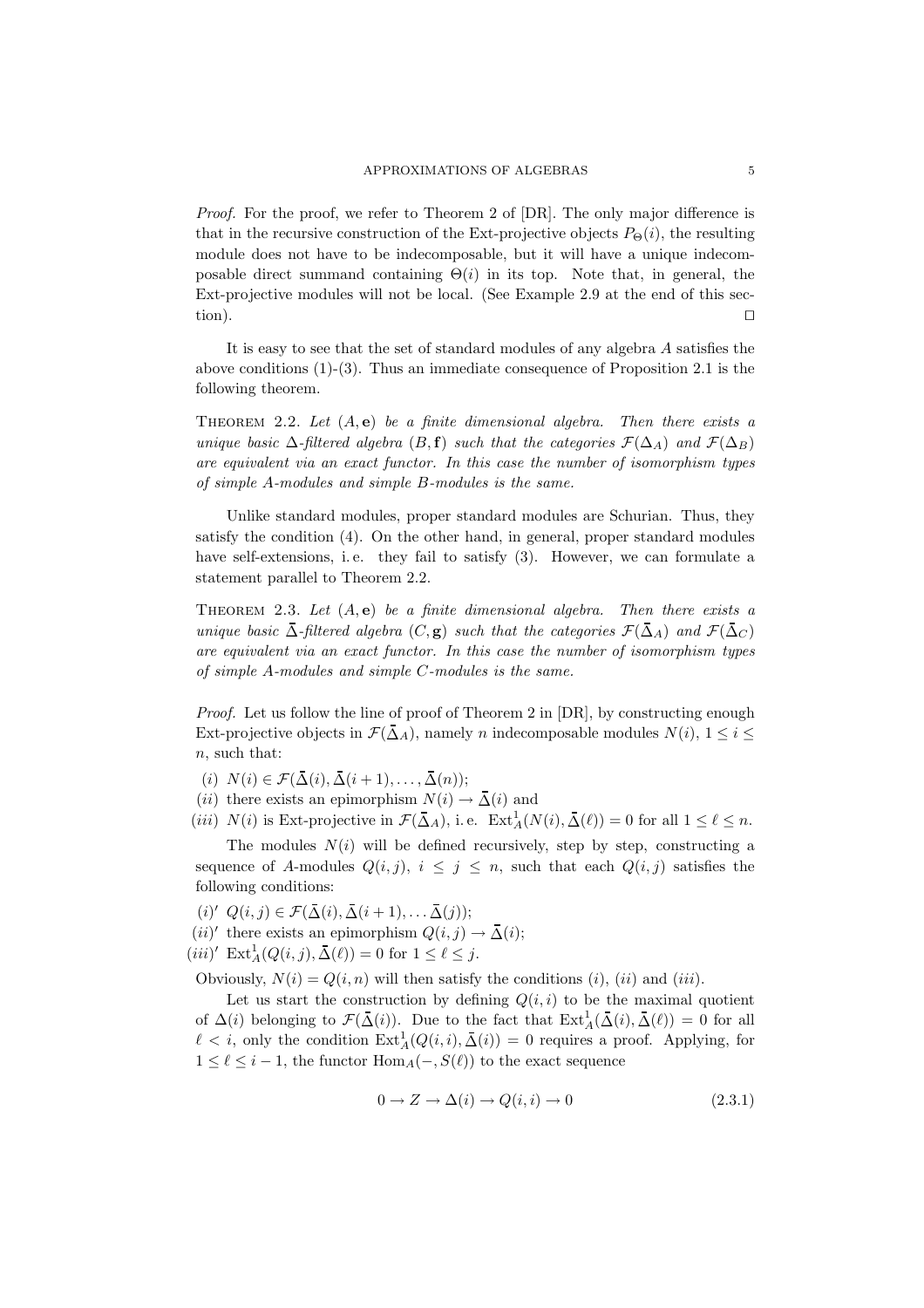*Proof.* For the proof, we refer to Theorem 2 of [DR]. The only major difference is that in the recursive construction of the Ext-projective objects $P_\Theta(i)$, the resulting module does not have to be indecomposable, but it will have a unique indecomposable direct summand containing $\Theta(i)$ in its top. Note that, in general, the Ext-projective modules will not be local. (See Example 2.9 at the end of this section). □

It is easy to see that the set of standard modules of any algebra $A$ satisfies the above conditions (1)-(3). Thus an immediate consequence of Proposition 2.1 is the following theorem.

Theorem 2.2. *Let $(A, \mathbf{e})$ be a finite dimensional algebra. Then there exists a unique basic $\Delta$-filtered algebra $(B, \mathbf{f})$ such that the categories $\mathcal{F}(\Delta_A)$ and $\mathcal{F}(\Delta_B)$ are equivalent via an exact functor. In this case the number of isomorphism types of simple $A$-modules and simple $B$-modules is the same.*

Unlike standard modules, proper standard modules are Schurian. Thus, they satisfy the condition (4). On the other hand, in general, proper standard modules have self-extensions, i. e. they fail to satisfy (3). However, we can formulate a statement parallel to Theorem 2.2.

Theorem 2.3. *Let $(A, \mathbf{e})$ be a finite dimensional algebra. Then there exists a unique basic $\bar{\Delta}$-filtered algebra $(C, \mathbf{g})$ such that the categories $\mathcal{F}(\bar{\Delta}_A)$ and $\mathcal{F}(\bar{\Delta}_C)$ are equivalent via an exact functor. In this case the number of isomorphism types of simple $A$-modules and simple $C$-modules is the same.*

*Proof.* Let us follow the line of proof of Theorem 2 in [DR], by constructing enough Ext-projective objects in $\mathcal{F}(\bar{\Delta}_A)$, namely $n$ indecomposable modules $N(i)$, $1 \leq i \leq n$, such that:

$(i)$ $N(i) \in \mathcal{F}(\bar{\Delta}(i), \bar{\Delta}(i+1), \ldots, \bar{\Delta}(n))$;

$(ii)$ there exists an epimorphism $N(i) \to \bar{\Delta}(i)$ and

$(iii)$ $N(i)$ is Ext-projective in $\mathcal{F}(\bar{\Delta}_A)$, i. e. $\operatorname{Ext}^1_A(N(i), \bar{\Delta}(\ell)) = 0$ for all $1 \leq \ell \leq n$.

The modules $N(i)$ will be defined recursively, step by step, constructing a sequence of $A$-modules $Q(i,j)$, $i \leq j \leq n$, such that each $Q(i,j)$ satisfies the following conditions:

$(i)'$ $Q(i,j) \in \mathcal{F}(\bar{\Delta}(i), \bar{\Delta}(i+1), \ldots \bar{\Delta}(j))$;

$(ii)'$ there exists an epimorphism $Q(i,j) \to \bar{\Delta}(i)$;

$(iii)'$ $\operatorname{Ext}^1_A(Q(i,j), \bar{\Delta}(\ell)) = 0$ for $1 \leq \ell \leq j$.

Obviously, $N(i) = Q(i,n)$ will then satisfy the conditions $(i)$, $(ii)$ and $(iii)$.

Let us start the construction by defining $Q(i,i)$ to be the maximal quotient of $\Delta(i)$ belonging to $\mathcal{F}(\bar{\Delta}(i))$. Due to the fact that $\operatorname{Ext}^1_A(\bar{\Delta}(i), \bar{\Delta}(\ell)) = 0$ for all $\ell < i$, only the condition $\operatorname{Ext}^1_A(Q(i,i), \bar{\Delta}(i)) = 0$ requires a proof. Applying, for $1 \leq \ell \leq i-1$, the functor $\operatorname{Hom}_A(-, S(\ell))$ to the exact sequence

$$0 \to Z \to \Delta(i) \to Q(i,i) \to 0 \tag{2.3.1}$$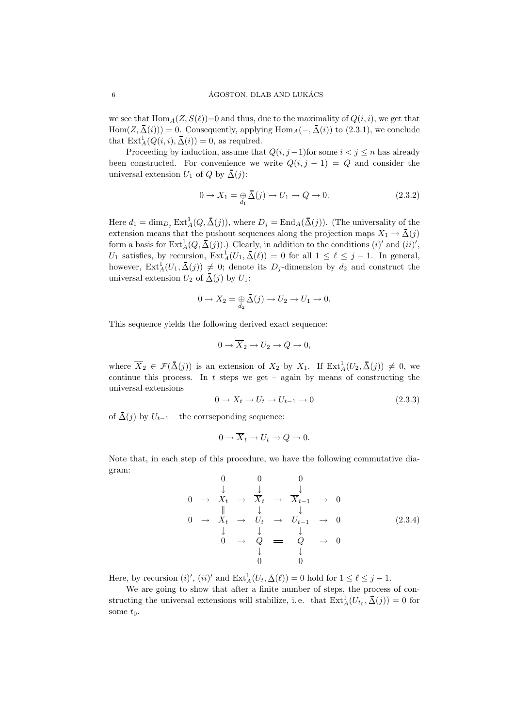we see that $\mathrm{Hom}_A(Z, S(\ell))$=0 and thus, due to the maximality of $Q(i,i)$, we get that $\mathrm{Hom}(Z, \bar{\Delta}(i))) = 0$. Consequently, applying $\mathrm{Hom}_A(-, \bar{\Delta}(i))$ to (2.3.1), we conclude that $\mathrm{Ext}^1_A(Q(i,i), \bar{\Delta}(i)) = 0$, as required.

Proceeding by induction, assume that $Q(i, j-1)$for some $i < j \leq n$ has already been constructed. For convenience we write $Q(i, j-1) = Q$ and consider the universal extension $U_1$ of $Q$ by $\bar{\Delta}(j)$:

$$0 \to X_1 = \underset{d_1}{\oplus} \bar{\Delta}(j) \to U_1 \to Q \to 0. \tag{2.3.2}$$

Here $d_1 = \dim_{D_j} \mathrm{Ext}^1_A(Q, \bar{\Delta}(j))$, where $D_j = \mathrm{End}_A(\bar{\Delta}(j))$. (The universality of the extension means that the pushout sequences along the projection maps $X_1 \to \bar{\Delta}(j)$ form a basis for $\mathrm{Ext}^1_A(Q, \bar{\Delta}(j))$.) Clearly, in addition to the conditions $(i)'$ and $(ii)'$, $U_1$ satisfies, by recursion, $\mathrm{Ext}^1_A(U_1, \bar{\Delta}(\ell)) = 0$ for all $1 \leq \ell \leq j-1$. In general, however, $\mathrm{Ext}^1_A(U_1, \bar{\Delta}(j)) \neq 0$; denote its $D_j$-dimension by $d_2$ and construct the universal extension $U_2$ of $\bar{\Delta}(j)$ by $U_1$:

$$0 \to X_2 = \underset{d_2}{\oplus} \bar{\Delta}(j) \to U_2 \to U_1 \to 0.$$

This sequence yields the following derived exact sequence:

$$0 \to \overline{X}_2 \to U_2 \to Q \to 0,$$

where $\overline{X}_2 \in \mathcal{F}(\bar{\Delta}(j))$ is an extension of $X_2$ by $X_1$. If $\mathrm{Ext}^1_A(U_2, \bar{\Delta}(j)) \neq 0$, we continue this process. In $t$ steps we get – again by means of constructing the universal extensions

$$0 \to X_t \to U_t \to U_{t-1} \to 0 \tag{2.3.3}$$

of $\bar{\Delta}(j)$ by $U_{t-1}$ – the corrseponding sequence:

$$0 \to \overline{X}_t \to U_t \to Q \to 0.$$

Note that, in each step of this procedure, we have the following commutative diagram:

$$\begin{array}{ccccccccc}
 & & 0 & & 0 & & 0 & & \\
 & & \downarrow & & \downarrow & & \downarrow & & \\
0 & \to & X_t & \to & \overline{X}_t & \to & \overline{X}_{t-1} & \to & 0 \\
 & & \| & & \downarrow & & \downarrow & & \\
0 & \to & X_t & \to & U_t & \to & U_{t-1} & \to & 0 \\
 & & \downarrow & & \downarrow & & \downarrow & & \\
 & & 0 & \to & Q & = & Q & \to & 0 \\
 & & & & \downarrow & & \downarrow & & \\
 & & & & 0 & & 0 & &
\end{array} \tag{2.3.4}$$

Here, by recursion $(i)'$, $(ii)'$ and $\mathrm{Ext}^1_A(U_t, \bar{\Delta}(\ell)) = 0$ hold for $1 \leq \ell \leq j-1$.

We are going to show that after a finite number of steps, the process of constructing the universal extensions will stabilize, i. e. that $\mathrm{Ext}^1_A(U_{t_0}, \bar{\Delta}(j)) = 0$ for some $t_0$.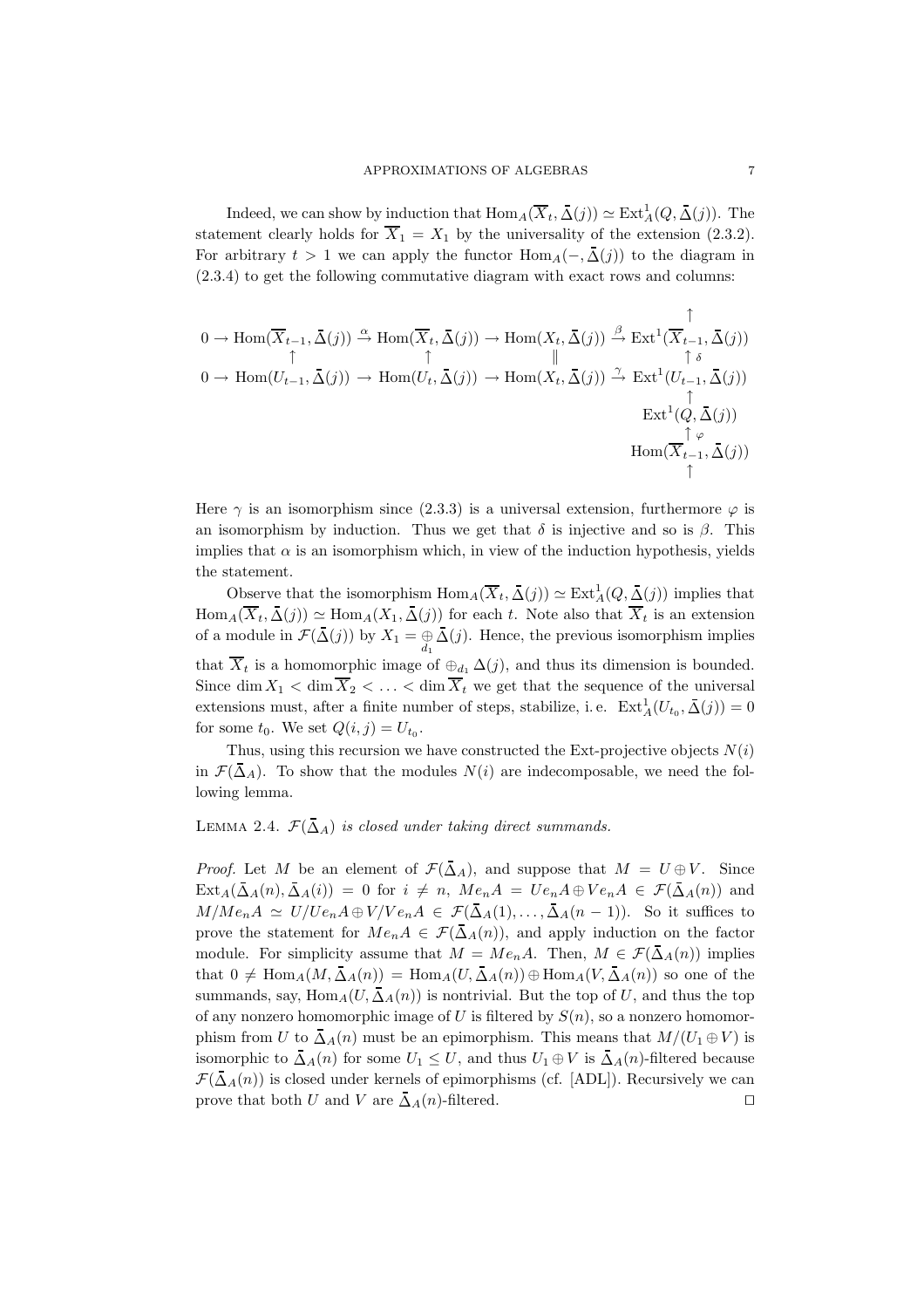Indeed, we can show by induction that $\mathrm{Hom}_A(\overline{X}_t, \bar{\Delta}(j)) \simeq \mathrm{Ext}^1_A(Q, \bar{\Delta}(j))$. The statement clearly holds for $\overline{X}_1 = X_1$ by the universality of the extension (2.3.2). For arbitrary $t > 1$ we can apply the functor $\mathrm{Hom}_A(-, \bar{\Delta}(j))$ to the diagram in (2.3.4) to get the following commutative diagram with exact rows and columns:

$$\begin{array}{ccccccc}
 & & & & & & \uparrow \\
0 \to & \mathrm{Hom}(\overline{X}_{t-1}, \bar{\Delta}(j)) & \xrightarrow{\alpha} & \mathrm{Hom}(\overline{X}_t, \bar{\Delta}(j)) & \to \mathrm{Hom}(X_t, \bar{\Delta}(j)) & \xrightarrow{\beta} & \mathrm{Ext}^1(\overline{X}_{t-1}, \bar{\Delta}(j)) \\
 & \uparrow & & \uparrow & \parallel & & \uparrow \delta \\
0 \to & \mathrm{Hom}(U_{t-1}, \bar{\Delta}(j)) & \to & \mathrm{Hom}(U_t, \bar{\Delta}(j)) & \to \mathrm{Hom}(X_t, \bar{\Delta}(j)) & \xrightarrow{\gamma} & \mathrm{Ext}^1(U_{t-1}, \bar{\Delta}(j)) \\
 & & & & & & \uparrow \\
 & & & & & & \mathrm{Ext}^1(Q, \bar{\Delta}(j)) \\
 & & & & & & \uparrow \varphi \\
 & & & & & & \mathrm{Hom}(\overline{X}_{t-1}, \bar{\Delta}(j)) \\
 & & & & & & \uparrow
\end{array}$$

Here $\gamma$ is an isomorphism since (2.3.3) is a universal extension, furthermore $\varphi$ is an isomorphism by induction. Thus we get that $\delta$ is injective and so is $\beta$. This implies that $\alpha$ is an isomorphism which, in view of the induction hypothesis, yields the statement.

Observe that the isomorphism $\mathrm{Hom}_A(\overline{X}_t, \bar{\Delta}(j)) \simeq \mathrm{Ext}^1_A(Q, \bar{\Delta}(j))$ implies that $\mathrm{Hom}_A(\overline{X}_t, \bar{\Delta}(j)) \simeq \mathrm{Hom}_A(X_1, \bar{\Delta}(j))$ for each $t$. Note also that $\overline{X}_t$ is an extension of a module in $\mathcal{F}(\bar{\Delta}(j))$ by $X_1 = \underset{d_1}{\oplus} \bar{\Delta}(j)$. Hence, the previous isomorphism implies that $\overline{X}_t$ is a homomorphic image of $\oplus_{d_1} \Delta(j)$, and thus its dimension is bounded. Since $\dim X_1 < \dim \overline{X}_2 < \ldots < \dim \overline{X}_t$ we get that the sequence of the universal extensions must, after a finite number of steps, stabilize, i. e. $\mathrm{Ext}^1_A(U_{t_0}, \bar{\Delta}(j)) = 0$ for some $t_0$. We set $Q(i,j) = U_{t_0}$.

Thus, using this recursion we have constructed the Ext-projective objects $N(i)$ in $\mathcal{F}(\bar{\Delta}_A)$. To show that the modules $N(i)$ are indecomposable, we need the following lemma.

**Lemma 2.4.** *$\mathcal{F}(\bar{\Delta}_A)$ is closed under taking direct summands.*

*Proof.* Let $M$ be an element of $\mathcal{F}(\bar{\Delta}_A)$, and suppose that $M = U \oplus V$. Since $\mathrm{Ext}_A(\bar{\Delta}_A(n), \bar{\Delta}_A(i)) = 0$ for $i \neq n$, $Me_nA = Ue_nA \oplus Ve_nA \in \mathcal{F}(\bar{\Delta}_A(n))$ and $M/Me_nA \simeq U/Ue_nA \oplus V/Ve_nA \in \mathcal{F}(\bar{\Delta}_A(1), \ldots, \bar{\Delta}_A(n-1))$. So it suffices to prove the statement for $Me_nA \in \mathcal{F}(\bar{\Delta}_A(n))$, and apply induction on the factor module. For simplicity assume that $M = Me_nA$. Then, $M \in \mathcal{F}(\bar{\Delta}_A(n))$ implies that $0 \neq \mathrm{Hom}_A(M, \bar{\Delta}_A(n)) = \mathrm{Hom}_A(U, \bar{\Delta}_A(n)) \oplus \mathrm{Hom}_A(V, \bar{\Delta}_A(n))$ so one of the summands, say, $\mathrm{Hom}_A(U, \bar{\Delta}_A(n))$ is nontrivial. But the top of $U$, and thus the top of any nonzero homomorphic image of $U$ is filtered by $S(n)$, so a nonzero homomorphism from $U$ to $\bar{\Delta}_A(n)$ must be an epimorphism. This means that $M/(U_1 \oplus V)$ is isomorphic to $\bar{\Delta}_A(n)$ for some $U_1 \leq U$, and thus $U_1 \oplus V$ is $\bar{\Delta}_A(n)$-filtered because $\mathcal{F}(\bar{\Delta}_A(n))$ is closed under kernels of epimorphisms (cf. [ADL]). Recursively we can prove that both $U$ and $V$ are $\bar{\Delta}_A(n)$-filtered. $\square$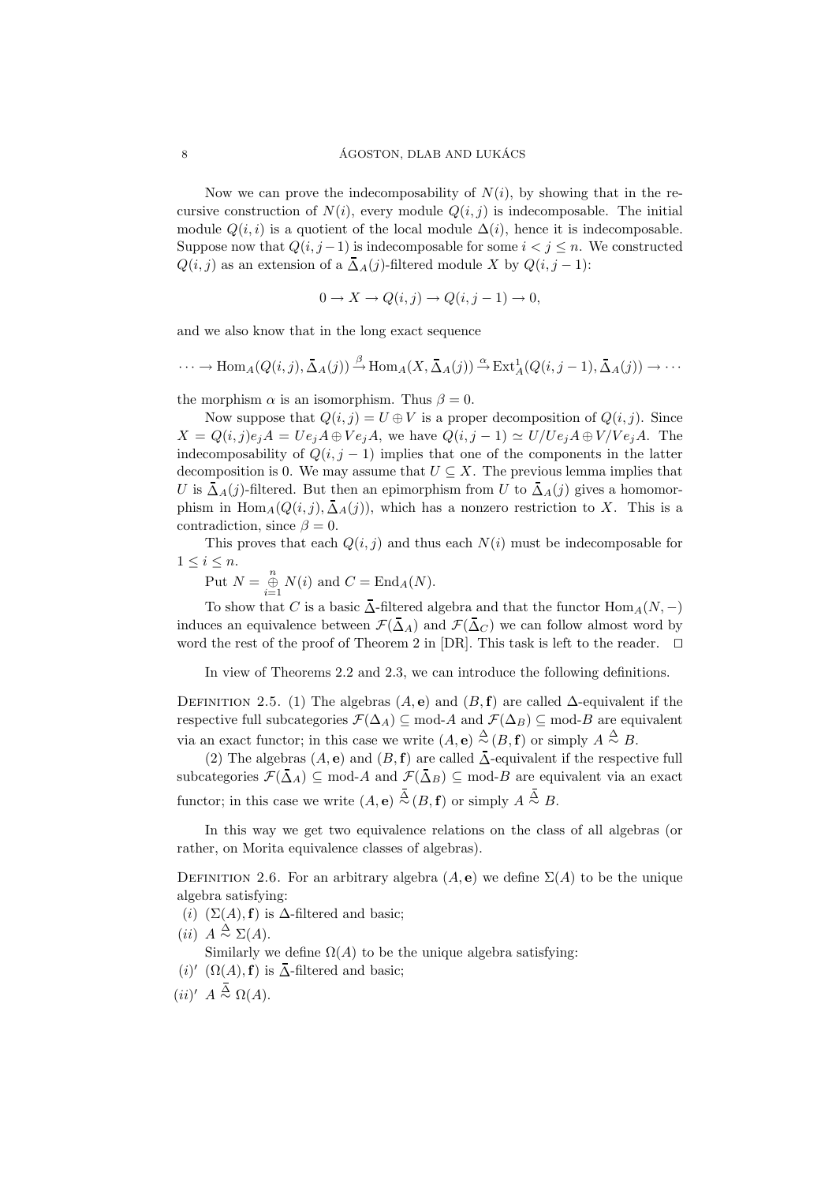Now we can prove the indecomposability of $N(i)$, by showing that in the recursive construction of $N(i)$, every module $Q(i,j)$ is indecomposable. The initial module $Q(i,i)$ is a quotient of the local module $\Delta(i)$, hence it is indecomposable. Suppose now that $Q(i,j-1)$ is indecomposable for some $i < j \leq n$. We constructed $Q(i,j)$ as an extension of a $\bar{\Delta}_A(j)$-filtered module $X$ by $Q(i,j-1)$:

$$0 \to X \to Q(i,j) \to Q(i,j-1) \to 0,$$

and we also know that in the long exact sequence

$$\cdots \to \operatorname{Hom}_A(Q(i,j), \bar{\Delta}_A(j)) \xrightarrow{\beta} \operatorname{Hom}_A(X, \bar{\Delta}_A(j)) \xrightarrow{\alpha} \operatorname{Ext}^1_A(Q(i,j-1), \bar{\Delta}_A(j)) \to \cdots$$

the morphism $\alpha$ is an isomorphism. Thus $\beta = 0$.

Now suppose that $Q(i,j) = U \oplus V$ is a proper decomposition of $Q(i,j)$. Since $X = Q(i,j)e_jA = Ue_jA \oplus Ve_jA$, we have $Q(i,j-1) \simeq U/Ue_jA \oplus V/Ve_jA$. The indecomposability of $Q(i,j-1)$ implies that one of the components in the latter decomposition is 0. We may assume that $U \subseteq X$. The previous lemma implies that $U$ is $\bar{\Delta}_A(j)$-filtered. But then an epimorphism from $U$ to $\bar{\Delta}_A(j)$ gives a homomorphism in $\operatorname{Hom}_A(Q(i,j), \bar{\Delta}_A(j))$, which has a nonzero restriction to $X$. This is a contradiction, since $\beta = 0$.

This proves that each $Q(i,j)$ and thus each $N(i)$ must be indecomposable for $1 \leq i \leq n$.

Put $N = \bigoplus_{i=1}^{n} N(i)$ and $C = \operatorname{End}_A(N)$.

To show that $C$ is a basic $\bar{\Delta}$-filtered algebra and that the functor $\operatorname{Hom}_A(N,-)$ induces an equivalence between $\mathcal{F}(\bar{\Delta}_A)$ and $\mathcal{F}(\bar{\Delta}_C)$ we can follow almost word by word the rest of the proof of Theorem 2 in [DR]. This task is left to the reader. $\square$

In view of Theorems 2.2 and 2.3, we can introduce the following definitions.

Definition 2.5. (1) The algebras $(A, \mathbf{e})$ and $(B, \mathbf{f})$ are called $\Delta$-equivalent if the respective full subcategories $\mathcal{F}(\Delta_A) \subseteq \text{mod-}A$ and $\mathcal{F}(\Delta_B) \subseteq \text{mod-}B$ are equivalent via an exact functor; in this case we write $(A, \mathbf{e}) \overset{\Delta}{\approx} (B, \mathbf{f})$ or simply $A \overset{\Delta}{\approx} B$.

(2) The algebras $(A, \mathbf{e})$ and $(B, \mathbf{f})$ are called $\bar{\Delta}$-equivalent if the respective full subcategories $\mathcal{F}(\bar{\Delta}_A) \subseteq \text{mod-}A$ and $\mathcal{F}(\bar{\Delta}_B) \subseteq \text{mod-}B$ are equivalent via an exact functor; in this case we write $(A, \mathbf{e}) \overset{\bar{\Delta}}{\approx} (B, \mathbf{f})$ or simply $A \overset{\bar{\Delta}}{\approx} B$.

In this way we get two equivalence relations on the class of all algebras (or rather, on Morita equivalence classes of algebras).

Definition 2.6. For an arbitrary algebra $(A, \mathbf{e})$ we define $\Sigma(A)$ to be the unique algebra satisfying:

(i) $(\Sigma(A), \mathbf{f})$ is $\Delta$-filtered and basic;

(ii) $A \overset{\Delta}{\approx} \Sigma(A)$.

Similarly we define $\Omega(A)$ to be the unique algebra satisfying:

(i)′ $(\Omega(A), \mathbf{f})$ is $\bar{\Delta}$-filtered and basic;

(ii)′ $A \overset{\bar{\Delta}}{\approx} \Omega(A)$.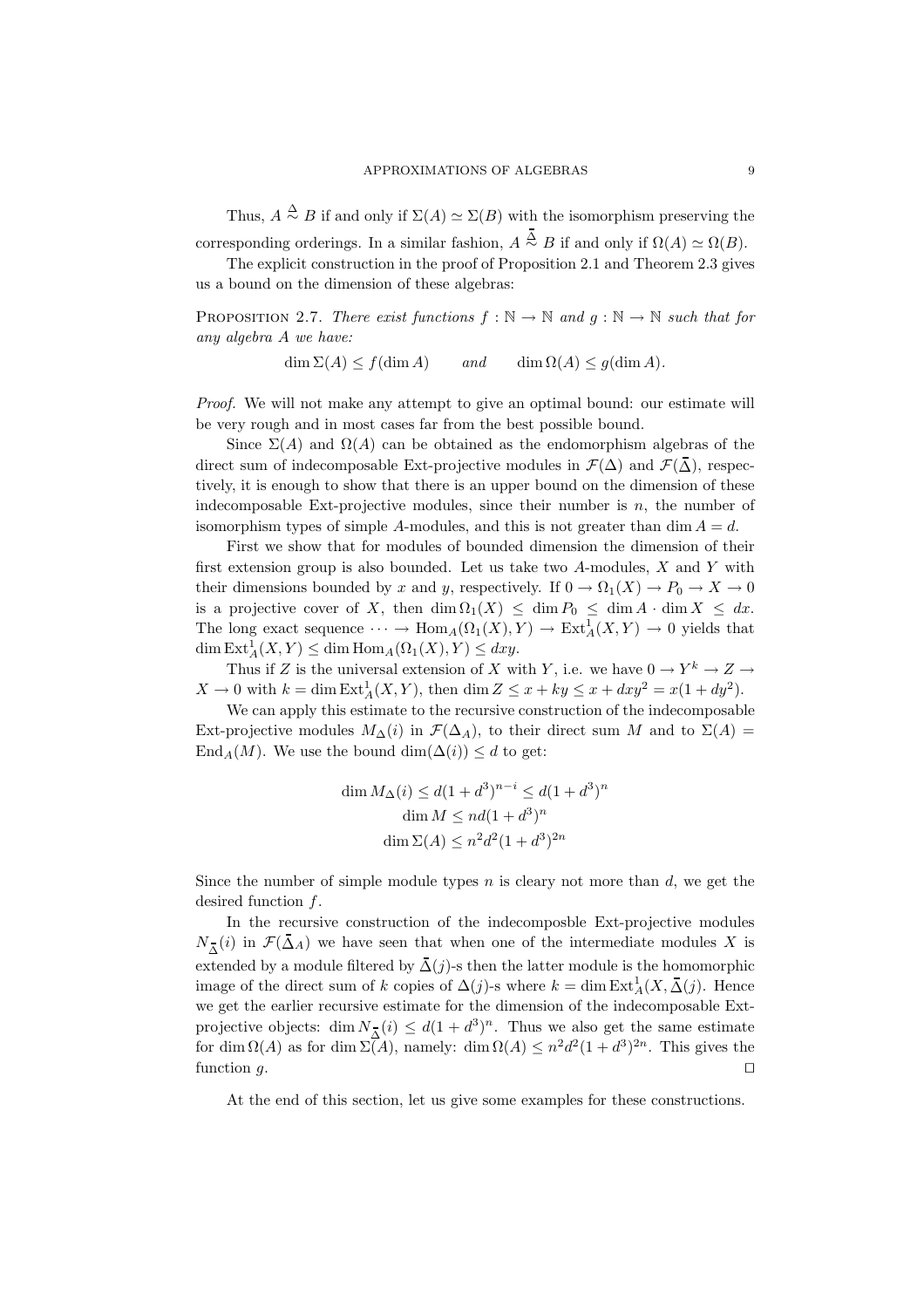Thus, $A \overset{\Delta}{\sim} B$ if and only if $\Sigma(A) \simeq \Sigma(B)$ with the isomorphism preserving the corresponding orderings. In a similar fashion, $A \overset{\overline{\Delta}}{\sim} B$ if and only if $\Omega(A) \simeq \Omega(B)$.

The explicit construction in the proof of Proposition 2.1 and Theorem 2.3 gives us a bound on the dimension of these algebras:

PROPOSITION 2.7. *There exist functions $f : \mathbb{N} \to \mathbb{N}$ and $g : \mathbb{N} \to \mathbb{N}$ such that for any algebra $A$ we have:*

$$\dim \Sigma(A) \leq f(\dim A) \qquad \textit{and} \qquad \dim \Omega(A) \leq g(\dim A).$$

*Proof.* We will not make any attempt to give an optimal bound: our estimate will be very rough and in most cases far from the best possible bound.

Since $\Sigma(A)$ and $\Omega(A)$ can be obtained as the endomorphism algebras of the direct sum of indecomposable Ext-projective modules in $\mathcal{F}(\Delta)$ and $\mathcal{F}(\overline{\Delta})$, respectively, it is enough to show that there is an upper bound on the dimension of these indecomposable Ext-projective modules, since their number is $n$, the number of isomorphism types of simple $A$-modules, and this is not greater than $\dim A = d$.

First we show that for modules of bounded dimension the dimension of their first extension group is also bounded. Let us take two $A$-modules, $X$ and $Y$ with their dimensions bounded by $x$ and $y$, respectively. If $0 \to \Omega_1(X) \to P_0 \to X \to 0$ is a projective cover of $X$, then $\dim \Omega_1(X) \leq \dim P_0 \leq \dim A \cdot \dim X \leq dx$. The long exact sequence $\cdots \to \operatorname{Hom}_A(\Omega_1(X), Y) \to \operatorname{Ext}^1_A(X, Y) \to 0$ yields that $\dim \operatorname{Ext}^1_A(X, Y) \leq \dim \operatorname{Hom}_A(\Omega_1(X), Y) \leq dxy$.

Thus if $Z$ is the universal extension of $X$ with $Y$, i.e. we have $0 \to Y^k \to Z \to X \to 0$ with $k = \dim \operatorname{Ext}^1_A(X, Y)$, then $\dim Z \leq x + ky \leq x + dxy^2 = x(1 + dy^2)$.

We can apply this estimate to the recursive construction of the indecomposable Ext-projective modules $M_\Delta(i)$ in $\mathcal{F}(\Delta_A)$, to their direct sum $M$ and to $\Sigma(A) = \operatorname{End}_A(M)$. We use the bound $\dim(\Delta(i)) \leq d$ to get:

$$\dim M_\Delta(i) \leq d(1 + d^3)^{n-i} \leq d(1 + d^3)^n$$
$$\dim M \leq nd(1 + d^3)^n$$
$$\dim \Sigma(A) \leq n^2 d^2 (1 + d^3)^{2n}$$

Since the number of simple module types $n$ is cleary not more than $d$, we get the desired function $f$.

In the recursive construction of the indecomposble Ext-projective modules $N_{\overline{\Delta}}(i)$ in $\mathcal{F}(\overline{\Delta}_A)$ we have seen that when one of the intermediate modules $X$ is extended by a module filtered by $\overline{\Delta}(j)$-s then the latter module is the homomorphic image of the direct sum of $k$ copies of $\Delta(j)$-s where $k = \dim \operatorname{Ext}^1_A(X, \overline{\Delta}(j)$. Hence we get the earlier recursive estimate for the dimension of the indecomposable Ext-projective objects: $\dim N_{\overline{\Delta}}(i) \leq d(1 + d^3)^n$. Thus we also get the same estimate for $\dim \Omega(A)$ as for $\dim \Sigma(A)$, namely: $\dim \Omega(A) \leq n^2 d^2 (1 + d^3)^{2n}$. This gives the function $g$. $\square$

At the end of this section, let us give some examples for these constructions.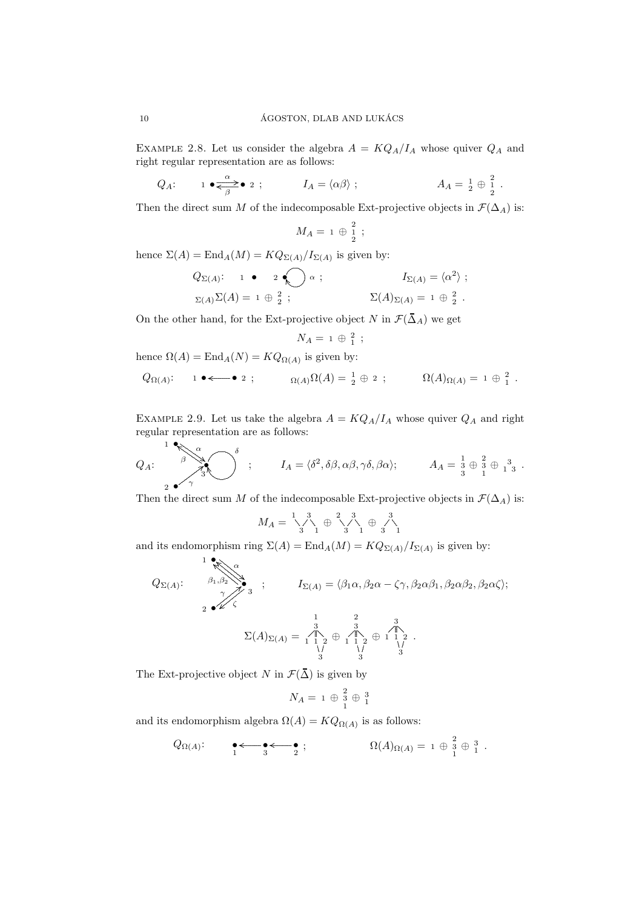**Example 2.8.** Let us consider the algebra $A = KQ_A/I_A$ whose quiver $Q_A$ and right regular representation are as follows:

$$Q_A: \quad 1 \bullet \underset{\beta}{\overset{\alpha}{\rightleftarrows}} \bullet\ 2\ ; \qquad I_A = \langle \alpha\beta \rangle\ ; \qquad A_A = {\scriptstyle\begin{smallmatrix}1\\2\end{smallmatrix}} \oplus {\scriptstyle\begin{smallmatrix}2\\1\\2\end{smallmatrix}}\ .$$

Then the direct sum $M$ of the indecomposable Ext-projective objects in $\mathcal{F}(\Delta_A)$ is:

$$M_A = 1 \oplus {\scriptstyle\begin{smallmatrix}2\\1\\2\end{smallmatrix}}\ ;$$

hence $\Sigma(A) = \operatorname{End}_A(M) = KQ_{\Sigma(A)}/I_{\Sigma(A)}$ is given by:

$$Q_{\Sigma(A)}: \quad 1 \bullet \qquad 2 \bullet \circlearrowleft \alpha\ ; \qquad I_{\Sigma(A)} = \langle \alpha^2 \rangle\ ;$$

$${}_{\Sigma(A)}\Sigma(A) = 1 \oplus {\scriptstyle\begin{smallmatrix}2\\2\end{smallmatrix}}\ ; \qquad \Sigma(A)_{\Sigma(A)} = 1 \oplus {\scriptstyle\begin{smallmatrix}2\\2\end{smallmatrix}}\ .$$

On the other hand, for the Ext-projective object $N$ in $\mathcal{F}(\overline{\Delta}_A)$ we get

$$N_A = 1 \oplus {\scriptstyle\begin{smallmatrix}2\\1\end{smallmatrix}}\ ;$$

hence $\Omega(A) = \operatorname{End}_A(N) = KQ_{\Omega(A)}$ is given by:

$$Q_{\Omega(A)}: \quad 1 \bullet \longleftarrow \bullet\ 2\ ; \qquad {}_{\Omega(A)}\Omega(A) = {\scriptstyle\begin{smallmatrix}1\\2\end{smallmatrix}} \oplus 2\ ; \qquad \Omega(A)_{\Omega(A)} = 1 \oplus {\scriptstyle\begin{smallmatrix}2\\1\end{smallmatrix}}\ .$$

**Example 2.9.** Let us take the algebra $A = KQ_A/I_A$ whose quiver $Q_A$ and right regular representation are as follows:

$$Q_A: \quad \text{(vertices } 1, 2, 3;\ \alpha: 1 \to 3,\ \beta: 3 \to 1,\ \gamma: 2 \to 3,\ \delta: \text{loop at } 3) \ ; \qquad I_A = \langle \delta^2, \delta\beta, \alpha\beta, \gamma\delta, \beta\alpha \rangle; \qquad A_A = {\scriptstyle\begin{smallmatrix}1\\3\\3\end{smallmatrix}} \oplus {\scriptstyle\begin{smallmatrix}2\\3\\1\end{smallmatrix}} \oplus {\scriptstyle\begin{smallmatrix}&3&\\1&&3\end{smallmatrix}}\ .$$

Then the direct sum $M$ of the indecomposable Ext-projective objects in $\mathcal{F}(\Delta_A)$ is:

$$M_A = {\scriptstyle\begin{smallmatrix}1&&3&\\&3&&1\end{smallmatrix}} \oplus {\scriptstyle\begin{smallmatrix}2&&3&\\&3&&1\end{smallmatrix}} \oplus {\scriptstyle\begin{smallmatrix}&3&\\3&&1\end{smallmatrix}}$$

and its endomorphism ring $\Sigma(A) = \operatorname{End}_A(M) = KQ_{\Sigma(A)}/I_{\Sigma(A)}$ is given by:

$$Q_{\Sigma(A)}: \quad \text{(vertices } 1, 2, 3;\ \alpha: 1 \to 3,\ \beta_1, \beta_2: 3 \to 1,\ \gamma: 2 \to 3,\ \zeta: 3 \to 2) \ ; \qquad I_{\Sigma(A)} = \langle \beta_1\alpha, \beta_2\alpha - \zeta\gamma, \beta_2\alpha\beta_1, \beta_2\alpha\beta_2, \beta_2\alpha\zeta \rangle;$$

$$\Sigma(A)_{\Sigma(A)} = {\scriptstyle\begin{smallmatrix}&1&\\&3&\\1&1&2\\&3&\end{smallmatrix}} \oplus {\scriptstyle\begin{smallmatrix}&2&\\&3&\\1&1&2\\&3&\end{smallmatrix}} \oplus {\scriptstyle\begin{smallmatrix}&3&\\1&1&2\\&3&\end{smallmatrix}}\ .$$

The Ext-projective object $N$ in $\mathcal{F}(\overline{\Delta})$ is given by

$$N_A = 1 \oplus {\scriptstyle\begin{smallmatrix}2\\3\\1\end{smallmatrix}} \oplus {\scriptstyle\begin{smallmatrix}3\\1\end{smallmatrix}}$$

and its endomorphism algebra $\Omega(A) = KQ_{\Omega(A)}$ is as follows:

$$Q_{\Omega(A)}: \quad \underset{1}{\bullet} \longleftarrow \underset{3}{\bullet} \longleftarrow \underset{2}{\bullet}\ ; \qquad \Omega(A)_{\Omega(A)} = 1 \oplus {\scriptstyle\begin{smallmatrix}2\\3\\1\end{smallmatrix}} \oplus {\scriptstyle\begin{smallmatrix}3\\1\end{smallmatrix}}\ .$$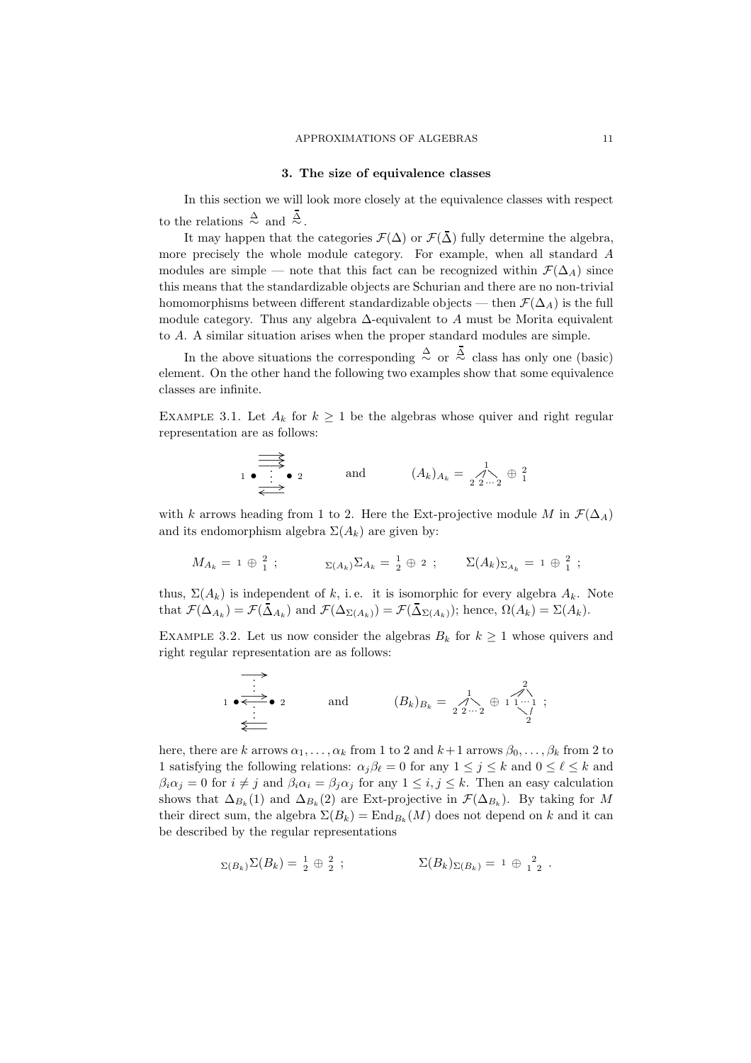## 3. The size of equivalence classes

In this section we will look more closely at the equivalence classes with respect to the relations $\overset{\Delta}{\sim}$ and $\overset{\bar{\Delta}}{\sim}$.

It may happen that the categories $\mathcal{F}(\Delta)$ or $\mathcal{F}(\bar{\Delta})$ fully determine the algebra, more precisely the whole module category. For example, when all standard $A$ modules are simple — note that this fact can be recognized within $\mathcal{F}(\Delta_A)$ since this means that the standardizable objects are Schurian and there are no non-trivial homomorphisms between different standardizable objects — then $\mathcal{F}(\Delta_A)$ is the full module category. Thus any algebra $\Delta$-equivalent to $A$ must be Morita equivalent to $A$. A similar situation arises when the proper standard modules are simple.

In the above situations the corresponding $\overset{\Delta}{\sim}$ or $\overset{\bar{\Delta}}{\sim}$ class has only one (basic) element. On the other hand the following two examples show that some equivalence classes are infinite.

Example 3.1. Let $A_k$ for $k \geq 1$ be the algebras whose quiver and right regular representation are as follows:

$$1 \bullet \underset{\longleftarrow}{\overset{\Longrightarrow}{\vdots}} \bullet\ 2 \qquad \text{and} \qquad (A_k)_{A_k} = \begin{smallmatrix} & 1 & \\ 2 & 2 \cdots & 2 \end{smallmatrix} \oplus \begin{smallmatrix} 2 \\ 1 \end{smallmatrix}$$

with $k$ arrows heading from 1 to 2. Here the Ext-projective module $M$ in $\mathcal{F}(\Delta_A)$ and its endomorphism algebra $\Sigma(A_k)$ are given by:

$$M_{A_k} = 1 \oplus \begin{smallmatrix} 2 \\ 1 \end{smallmatrix}\ ; \qquad {}_{\Sigma(A_k)}\Sigma_{A_k} = \begin{smallmatrix} 1 \\ 2 \end{smallmatrix} \oplus 2\ ; \qquad \Sigma(A_k)_{\Sigma_{A_k}} = 1 \oplus \begin{smallmatrix} 2 \\ 1 \end{smallmatrix}\ ;$$

thus, $\Sigma(A_k)$ is independent of $k$, i. e. it is isomorphic for every algebra $A_k$. Note that $\mathcal{F}(\Delta_{A_k}) = \mathcal{F}(\bar{\Delta}_{A_k})$ and $\mathcal{F}(\Delta_{\Sigma(A_k)}) = \mathcal{F}(\bar{\Delta}_{\Sigma(A_k)})$; hence, $\Omega(A_k) = \Sigma(A_k)$.

Example 3.2. Let us now consider the algebras $B_k$ for $k \geq 1$ whose quivers and right regular representation are as follows:

$$1 \bullet \overset{\longrightarrow}{\underset{\Longleftarrow}{\vdots}} \bullet\ 2 \qquad \text{and} \qquad (B_k)_{B_k} = \begin{smallmatrix} & 1 & \\ 2 & 2 \cdots & 2 \end{smallmatrix} \oplus \begin{smallmatrix} & 2 & \\ 1 & 1 \cdots & 1 \\ & 2 & \end{smallmatrix}\ ;$$

here, there are $k$ arrows $\alpha_1, \ldots, \alpha_k$ from 1 to 2 and $k+1$ arrows $\beta_0, \ldots, \beta_k$ from 2 to 1 satisfying the following relations: $\alpha_j \beta_\ell = 0$ for any $1 \leq j \leq k$ and $0 \leq \ell \leq k$ and $\beta_i \alpha_j = 0$ for $i \neq j$ and $\beta_i \alpha_i = \beta_j \alpha_j$ for any $1 \leq i, j \leq k$. Then an easy calculation shows that $\Delta_{B_k}(1)$ and $\Delta_{B_k}(2)$ are Ext-projective in $\mathcal{F}(\Delta_{B_k})$. By taking for $M$ their direct sum, the algebra $\Sigma(B_k) = \mathrm{End}_{B_k}(M)$ does not depend on $k$ and it can be described by the regular representations

$${}_{\Sigma(B_k)}\Sigma(B_k) = \begin{smallmatrix} 1 \\ 2 \end{smallmatrix} \oplus \begin{smallmatrix} 2 \\ 2 \end{smallmatrix}\ ; \qquad \Sigma(B_k)_{\Sigma(B_k)} = 1 \oplus \begin{smallmatrix} & 2 & \\ 1 & & 2 \end{smallmatrix}\ .$$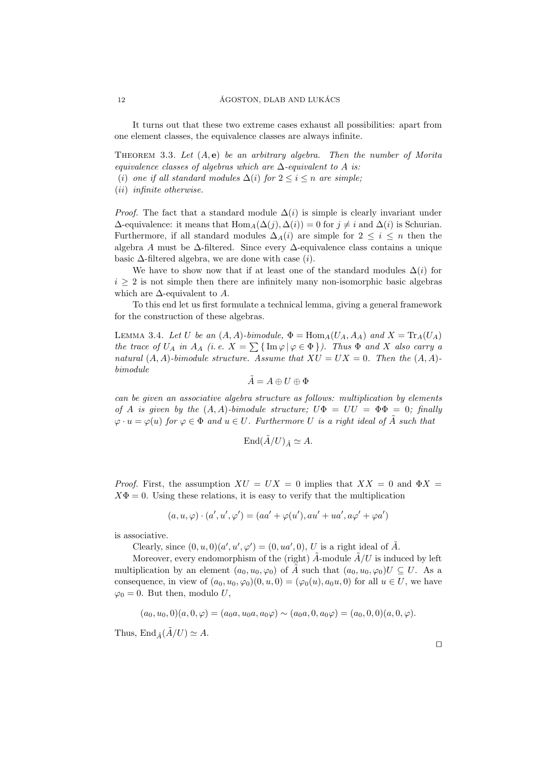It turns out that these two extreme cases exhaust all possibilities: apart from one element classes, the equivalence classes are always infinite.

THEOREM 3.3. *Let $(A, \mathbf{e})$ be an arbitrary algebra. Then the number of Morita equivalence classes of algebras which are $\Delta$-equivalent to $A$ is:*
*(i) one if all standard modules $\Delta(i)$ for $2 \le i \le n$ are simple;*
*(ii) infinite otherwise.*

*Proof.* The fact that a standard module $\Delta(i)$ is simple is clearly invariant under $\Delta$-equivalence: it means that $\operatorname{Hom}_A(\Delta(j), \Delta(i)) = 0$ for $j \neq i$ and $\Delta(i)$ is Schurian. Furthermore, if all standard modules $\Delta_A(i)$ are simple for $2 \le i \le n$ then the algebra $A$ must be $\Delta$-filtered. Since every $\Delta$-equivalence class contains a unique basic $\Delta$-filtered algebra, we are done with case $(i)$.

We have to show now that if at least one of the standard modules $\Delta(i)$ for $i \ge 2$ is not simple then there are infinitely many non-isomorphic basic algebras which are $\Delta$-equivalent to $A$.

To this end let us first formulate a technical lemma, giving a general framework for the construction of these algebras.

LEMMA 3.4. *Let $U$ be an $(A, A)$-bimodule, $\Phi = \operatorname{Hom}_A(U_A, A_A)$ and $X = \operatorname{Tr}_A(U_A)$ the trace of $U_A$ in $A_A$ (i. e. $X = \sum \{ \operatorname{Im} \varphi \mid \varphi \in \Phi \}$). Thus $\Phi$ and $X$ also carry a natural $(A, A)$-bimodule structure. Assume that $XU = UX = 0$. Then the $(A, A)$-bimodule*

$$\tilde{A} = A \oplus U \oplus \Phi$$

*can be given an associative algebra structure as follows: multiplication by elements of $A$ is given by the $(A, A)$-bimodule structure; $U\Phi = UU = \Phi\Phi = 0$; finally $\varphi \cdot u = \varphi(u)$ for $\varphi \in \Phi$ and $u \in U$. Furthermore $U$ is a right ideal of $\tilde{A}$ such that*

$$\operatorname{End}(\tilde{A}/U)_{\tilde{A}} \simeq A.$$

*Proof.* First, the assumption $XU = UX = 0$ implies that $XX = 0$ and $\Phi X = X\Phi = 0$. Using these relations, it is easy to verify that the multiplication

$$(a, u, \varphi) \cdot (a', u', \varphi') = (aa' + \varphi(u'), au' + ua', a\varphi' + \varphi a')$$

is associative.

Clearly, since $(0, u, 0)(a', u', \varphi') = (0, ua', 0)$, $U$ is a right ideal of $\tilde{A}$.

Moreover, every endomorphism of the (right) $\tilde{A}$-module $\tilde{A}/U$ is induced by left multiplication by an element $(a_0, u_0, \varphi_0)$ of $\tilde{A}$ such that $(a_0, u_0, \varphi_0)U \subseteq U$. As a consequence, in view of $(a_0, u_0, \varphi_0)(0, u, 0) = (\varphi_0(u), a_0 u, 0)$ for all $u \in U$, we have $\varphi_0 = 0$. But then, modulo $U$,

$$(a_0, u_0, 0)(a, 0, \varphi) = (a_0 a, u_0 a, a_0 \varphi) \sim (a_0 a, 0, a_0 \varphi) = (a_0, 0, 0)(a, 0, \varphi).$$

Thus, $\operatorname{End}_{\tilde{A}}(\tilde{A}/U) \simeq A$.

$\square$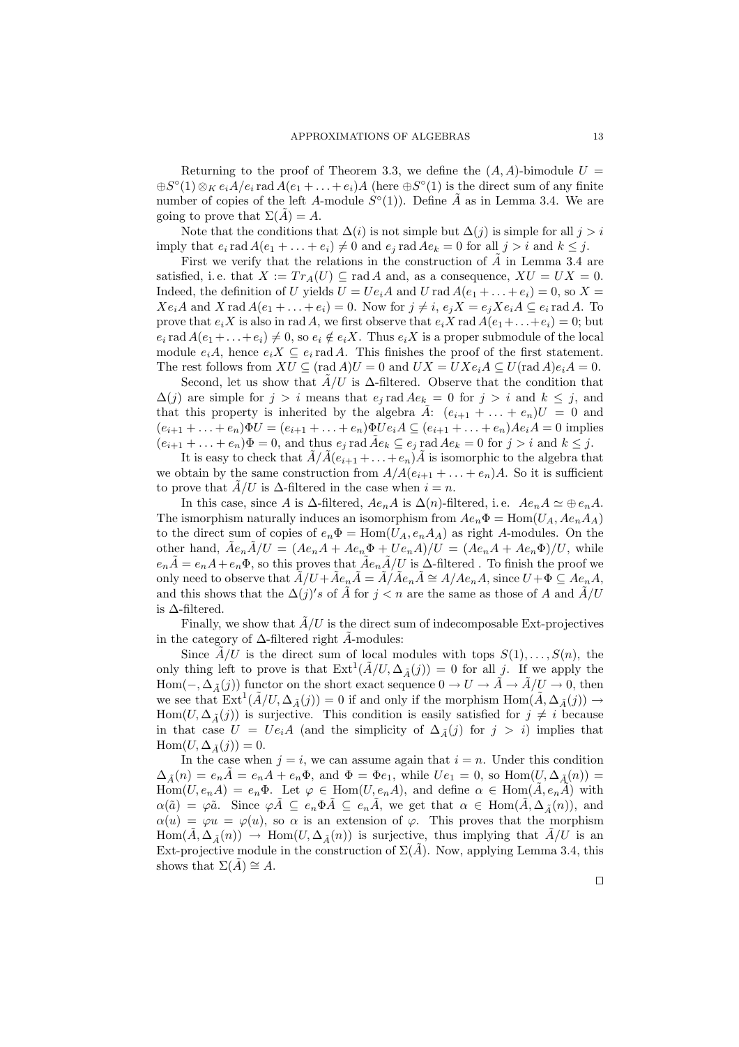Returning to the proof of Theorem 3.3, we define the $(A, A)$-bimodule $U = \oplus S^\circ(1) \otimes_K e_i A / e_i \operatorname{rad} A(e_1 + \ldots + e_i)A$ (here $\oplus S^\circ(1)$ is the direct sum of any finite number of copies of the left $A$-module $S^\circ(1)$). Define $\tilde{A}$ as in Lemma 3.4. We are going to prove that $\Sigma(\tilde{A}) = A$.

Note that the conditions that $\Delta(i)$ is not simple but $\Delta(j)$ is simple for all $j > i$ imply that $e_i \operatorname{rad} A(e_1 + \ldots + e_i) \neq 0$ and $e_j \operatorname{rad} A e_k = 0$ for all $j > i$ and $k \leq j$.

First we verify that the relations in the construction of $\tilde{A}$ in Lemma 3.4 are satisfied, i. e. that $X := Tr_A(U) \subseteq \operatorname{rad} A$ and, as a consequence, $XU = UX = 0$. Indeed, the definition of $U$ yields $U = Ue_iA$ and $U \operatorname{rad} A(e_1 + \ldots + e_i) = 0$, so $X = Xe_iA$ and $X \operatorname{rad} A(e_1 + \ldots + e_i) = 0$. Now for $j \neq i$, $e_jX = e_jXe_iA \subseteq e_i \operatorname{rad} A$. To prove that $e_iX$ is also in $\operatorname{rad} A$, we first observe that $e_iX \operatorname{rad} A(e_1 + \ldots + e_i) = 0$; but $e_i \operatorname{rad} A(e_1 + \ldots + e_i) \neq 0$, so $e_i \notin e_iX$. Thus $e_iX$ is a proper submodule of the local module $e_iA$, hence $e_iX \subseteq e_i \operatorname{rad} A$. This finishes the proof of the first statement. The rest follows from $XU \subseteq (\operatorname{rad} A)U = 0$ and $UX = UXe_iA \subseteq U(\operatorname{rad} A)e_iA = 0$.

Second, let us show that $\tilde{A}/U$ is $\Delta$-filtered. Observe that the condition that $\Delta(j)$ are simple for $j > i$ means that $e_j \operatorname{rad} Ae_k = 0$ for $j > i$ and $k \leq j$, and that this property is inherited by the algebra $\tilde{A}$: $(e_{i+1} + \ldots + e_n)U = 0$ and $(e_{i+1} + \ldots + e_n)\Phi U = (e_{i+1} + \ldots + e_n)\Phi U e_i A \subseteq (e_{i+1} + \ldots + e_n)Ae_iA = 0$ implies $(e_{i+1} + \ldots + e_n)\Phi = 0$, and thus $e_j \operatorname{rad} \tilde{A} e_k \subseteq e_j \operatorname{rad} Ae_k = 0$ for $j > i$ and $k \leq j$.

It is easy to check that $\tilde{A}/\tilde{A}(e_{i+1} + \ldots + e_n)\tilde{A}$ is isomorphic to the algebra that we obtain by the same construction from $A/A(e_{i+1} + \ldots + e_n)A$. So it is sufficient to prove that $\tilde{A}/U$ is $\Delta$-filtered in the case when $i = n$.

In this case, since $A$ is $\Delta$-filtered, $Ae_nA$ is $\Delta(n)$-filtered, i. e. $Ae_nA \simeq \oplus e_nA$. The ismorphism naturally induces an isomorphism from $Ae_n\Phi = \operatorname{Hom}(U_A, Ae_nA_A)$ to the direct sum of copies of $e_n\Phi = \operatorname{Hom}(U_A, e_nA_A)$ as right $A$-modules. On the other hand, $\tilde{A}e_n\tilde{A}/U = (Ae_nA + Ae_n\Phi + Ue_nA)/U = (Ae_nA + Ae_n\Phi)/U$, while $e_n\tilde{A} = e_nA + e_n\Phi$, so this proves that $\tilde{A}e_n\tilde{A}/U$ is $\Delta$-filtered . To finish the proof we only need to observe that $\tilde{A}/U + \tilde{A}e_n\tilde{A} = \tilde{A}/\tilde{A}e_n\tilde{A} \cong A/Ae_nA$, since $U + \Phi \subseteq Ae_nA$, and this shows that the $\Delta(j)'s$ of $\tilde{A}$ for $j < n$ are the same as those of $A$ and $\tilde{A}/U$ is $\Delta$-filtered.

Finally, we show that $\tilde{A}/U$ is the direct sum of indecomposable Ext-projectives in the category of $\Delta$-filtered right $\tilde{A}$-modules:

Since $\tilde{A}/U$ is the direct sum of local modules with tops $S(1), \ldots, S(n)$, the only thing left to prove is that $\operatorname{Ext}^1(\tilde{A}/U, \Delta_{\tilde{A}}(j)) = 0$ for all $j$. If we apply the $\operatorname{Hom}(-, \Delta_{\tilde{A}}(j))$ functor on the short exact sequence $0 \to U \to \tilde{A} \to \tilde{A}/U \to 0$, then we see that $\operatorname{Ext}^1(\tilde{A}/U, \Delta_{\tilde{A}}(j)) = 0$ if and only if the morphism $\operatorname{Hom}(\tilde{A}, \Delta_{\tilde{A}}(j)) \to \operatorname{Hom}(U, \Delta_{\tilde{A}}(j))$ is surjective. This condition is easily satisfied for $j \neq i$ because in that case $U = Ue_iA$ (and the simplicity of $\Delta_{\tilde{A}}(j)$ for $j > i$) implies that $\operatorname{Hom}(U, \Delta_{\tilde{A}}(j)) = 0$.

In the case when $j = i$, we can assume again that $i = n$. Under this condition $\Delta_{\tilde{A}}(n) = e_n\tilde{A} = e_nA + e_n\Phi$, and $\Phi = \Phi e_1$, while $Ue_1 = 0$, so $\operatorname{Hom}(U, \Delta_{\tilde{A}}(n)) = \operatorname{Hom}(U, e_nA) = e_n\Phi$. Let $\varphi \in \operatorname{Hom}(U, e_nA)$, and define $\alpha \in \operatorname{Hom}(\tilde{A}, e_n\tilde{A})$ with $\alpha(\tilde{a}) = \varphi\tilde{a}$. Since $\varphi\tilde{A} \subseteq e_n\Phi\tilde{A} \subseteq e_n\tilde{A}$, we get that $\alpha \in \operatorname{Hom}(\tilde{A}, \Delta_{\tilde{A}}(n))$, and $\alpha(u) = \varphi u = \varphi(u)$, so $\alpha$ is an extension of $\varphi$. This proves that the morphism $\operatorname{Hom}(\tilde{A}, \Delta_{\tilde{A}}(n)) \to \operatorname{Hom}(U, \Delta_{\tilde{A}}(n))$ is surjective, thus implying that $\tilde{A}/U$ is an Ext-projective module in the construction of $\Sigma(\tilde{A})$. Now, applying Lemma 3.4, this shows that $\Sigma(\tilde{A}) \cong A$.

$\square$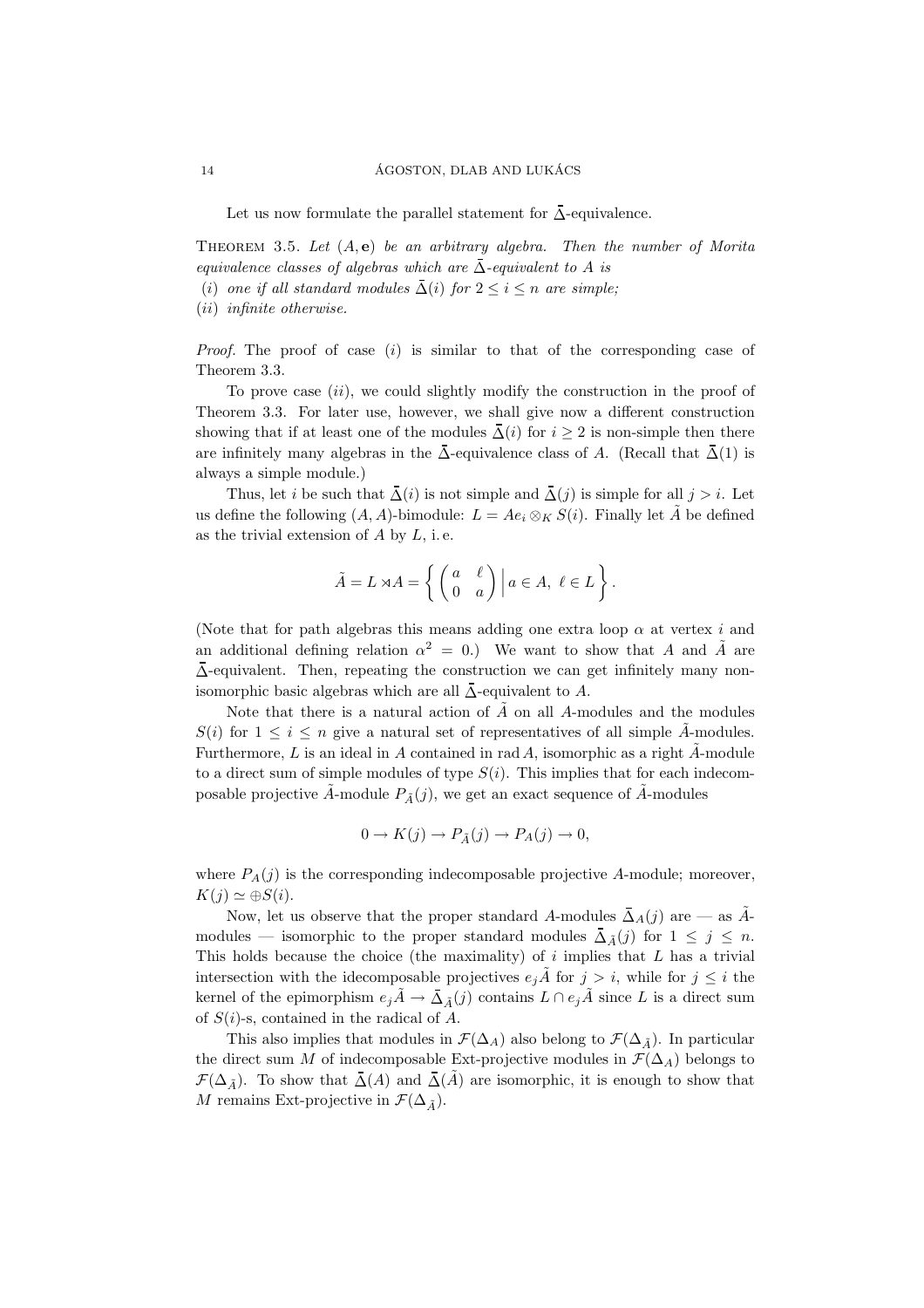Let us now formulate the parallel statement for $\bar{\Delta}$-equivalence.

**Theorem 3.5.** *Let $(A, \mathbf{e})$ be an arbitrary algebra. Then the number of Morita equivalence classes of algebras which are $\bar{\Delta}$-equivalent to $A$ is*
(*i*) *one if all standard modules $\bar{\Delta}(i)$ for $2 \leq i \leq n$ are simple;*
(*ii*) *infinite otherwise.*

*Proof.* The proof of case $(i)$ is similar to that of the corresponding case of Theorem 3.3.

To prove case $(ii)$, we could slightly modify the construction in the proof of Theorem 3.3. For later use, however, we shall give now a different construction showing that if at least one of the modules $\bar{\Delta}(i)$ for $i \geq 2$ is non-simple then there are infinitely many algebras in the $\bar{\Delta}$-equivalence class of $A$. (Recall that $\bar{\Delta}(1)$ is always a simple module.)

Thus, let $i$ be such that $\bar{\Delta}(i)$ is not simple and $\bar{\Delta}(j)$ is simple for all $j > i$. Let us define the following $(A, A)$-bimodule: $L = Ae_i \otimes_K S(i)$. Finally let $\tilde{A}$ be defined as the trivial extension of $A$ by $L$, i. e.

$$\tilde{A} = L \rtimes A = \left\{ \begin{pmatrix} a & \ell \\ 0 & a \end{pmatrix} \Big| \, a \in A, \; \ell \in L \right\}.$$

(Note that for path algebras this means adding one extra loop $\alpha$ at vertex $i$ and an additional defining relation $\alpha^2 = 0$.) We want to show that $A$ and $\tilde{A}$ are $\bar{\Delta}$-equivalent. Then, repeating the construction we can get infinitely many non-isomorphic basic algebras which are all $\bar{\Delta}$-equivalent to $A$.

Note that there is a natural action of $\tilde{A}$ on all $A$-modules and the modules $S(i)$ for $1 \leq i \leq n$ give a natural set of representatives of all simple $\tilde{A}$-modules. Furthermore, $L$ is an ideal in $A$ contained in $\operatorname{rad} A$, isomorphic as a right $\tilde{A}$-module to a direct sum of simple modules of type $S(i)$. This implies that for each indecomposable projective $\tilde{A}$-module $P_{\tilde{A}}(j)$, we get an exact sequence of $\tilde{A}$-modules

$$0 \to K(j) \to P_{\tilde{A}}(j) \to P_A(j) \to 0,$$

where $P_A(j)$ is the corresponding indecomposable projective $A$-module; moreover, $K(j) \simeq \oplus S(i)$.

Now, let us observe that the proper standard $A$-modules $\bar{\Delta}_A(j)$ are — as $\tilde{A}$-modules — isomorphic to the proper standard modules $\bar{\Delta}_{\tilde{A}}(j)$ for $1 \leq j \leq n$. This holds because the choice (the maximality) of $i$ implies that $L$ has a trivial intersection with the idecomposable projectives $e_j\tilde{A}$ for $j > i$, while for $j \leq i$ the kernel of the epimorphism $e_j\tilde{A} \to \bar{\Delta}_{\tilde{A}}(j)$ contains $L \cap e_j\tilde{A}$ since $L$ is a direct sum of $S(i)$-s, contained in the radical of $A$.

This also implies that modules in $\mathcal{F}(\Delta_A)$ also belong to $\mathcal{F}(\Delta_{\tilde{A}})$. In particular the direct sum $M$ of indecomposable Ext-projective modules in $\mathcal{F}(\Delta_A)$ belongs to $\mathcal{F}(\Delta_{\tilde{A}})$. To show that $\bar{\Delta}(A)$ and $\bar{\Delta}(\tilde{A})$ are isomorphic, it is enough to show that $M$ remains Ext-projective in $\mathcal{F}(\Delta_{\tilde{A}})$.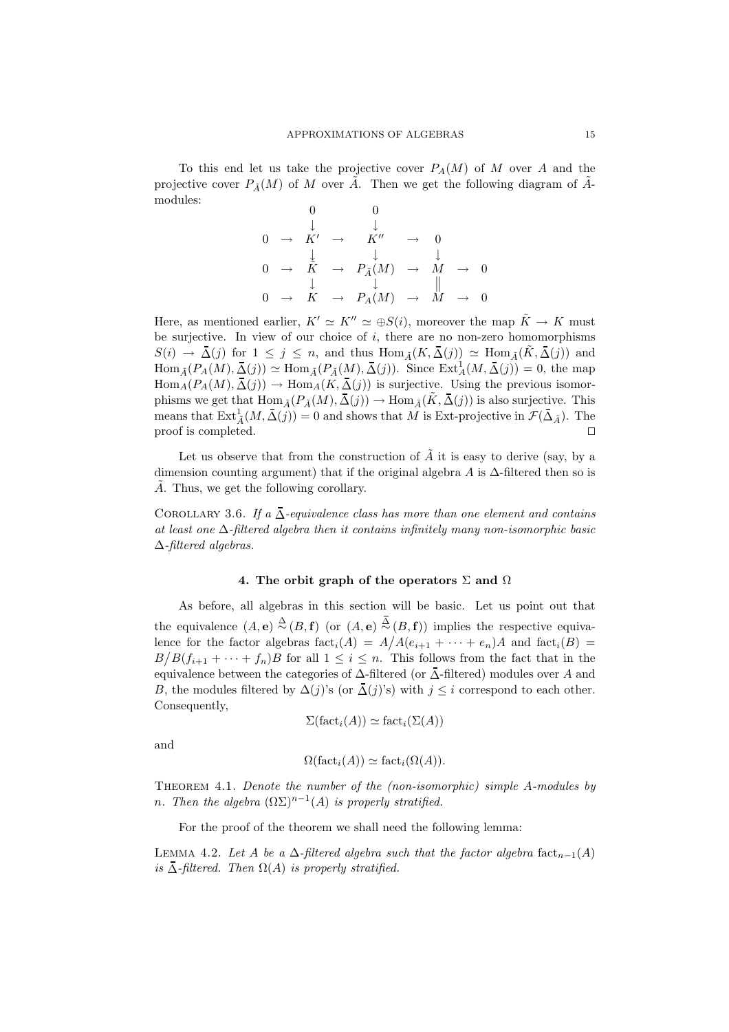To this end let us take the projective cover $P_A(M)$ of $M$ over $A$ and the projective cover $P_{\tilde{A}}(M)$ of $M$ over $\tilde{A}$. Then we get the following diagram of $\tilde{A}$-modules:

$$
\begin{array}{ccccccccc}
 & & 0 & & 0 & & & & \\
 & & \downarrow & & \downarrow & & & & \\
0 & \to & K' & \to & K'' & \to & 0 & & \\
 & & \downarrow & & \downarrow & & \downarrow & & \\
0 & \to & \tilde{K} & \to & P_{\tilde{A}}(M) & \to & M & \to & 0 \\
 & & \downarrow & & \downarrow & & \| & & \\
0 & \to & K & \to & P_A(M) & \to & M & \to & 0
\end{array}
$$

Here, as mentioned earlier, $K' \simeq K'' \simeq \oplus S(i)$, moreover the map $\tilde{K} \to K$ must be surjective. In view of our choice of $i$, there are no non-zero homomorphisms $S(i) \to \bar{\Delta}(j)$ for $1 \le j \le n$, and thus $\mathrm{Hom}_{\tilde{A}}(K, \bar{\Delta}(j)) \simeq \mathrm{Hom}_{\tilde{A}}(\tilde{K}, \bar{\Delta}(j))$ and $\mathrm{Hom}_{\tilde{A}}(P_A(M), \bar{\Delta}(j)) \simeq \mathrm{Hom}_{\tilde{A}}(P_{\tilde{A}}(M), \bar{\Delta}(j))$. Since $\mathrm{Ext}^1_A(M, \bar{\Delta}(j)) = 0$, the map $\mathrm{Hom}_A(P_A(M), \bar{\Delta}(j)) \to \mathrm{Hom}_A(K, \bar{\Delta}(j))$ is surjective. Using the previous isomorphisms we get that $\mathrm{Hom}_{\tilde{A}}(P_{\tilde{A}}(M), \bar{\Delta}(j)) \to \mathrm{Hom}_{\tilde{A}}(\tilde{K}, \bar{\Delta}(j))$ is also surjective. This means that $\mathrm{Ext}^1_{\tilde{A}}(M, \bar{\Delta}(j)) = 0$ and shows that $M$ is Ext-projective in $\mathcal{F}(\bar{\Delta}_{\tilde{A}})$. The proof is completed. □

Let us observe that from the construction of $\tilde{A}$ it is easy to derive (say, by a dimension counting argument) that if the original algebra $A$ is $\Delta$-filtered then so is $\tilde{A}$. Thus, we get the following corollary.

Corollary 3.6. *If a $\bar{\Delta}$-equivalence class has more than one element and contains at least one $\Delta$-filtered algebra then it contains infinitely many non-isomorphic basic $\Delta$-filtered algebras.*

## 4. The orbit graph of the operators $\Sigma$ and $\Omega$

As before, all algebras in this section will be basic. Let us point out that the equivalence $(A, \mathbf{e}) \overset{\Delta}{\approx} (B, \mathbf{f})$ (or $(A, \mathbf{e}) \overset{\bar{\Delta}}{\approx} (B, \mathbf{f})$) implies the respective equivalence for the factor algebras $\mathrm{fact}_i(A) = A/A(e_{i+1} + \cdots + e_n)A$ and $\mathrm{fact}_i(B) = B/B(f_{i+1} + \cdots + f_n)B$ for all $1 \le i \le n$. This follows from the fact that in the equivalence between the categories of $\Delta$-filtered (or $\bar{\Delta}$-filtered) modules over $A$ and $B$, the modules filtered by $\Delta(j)$'s (or $\bar{\Delta}(j)$'s) with $j \le i$ correspond to each other. Consequently,

$$\Sigma(\mathrm{fact}_i(A)) \simeq \mathrm{fact}_i(\Sigma(A))$$

and

$$\Omega(\mathrm{fact}_i(A)) \simeq \mathrm{fact}_i(\Omega(A)).$$

Theorem 4.1. *Denote the number of the (non-isomorphic) simple $A$-modules by $n$. Then the algebra $(\Omega\Sigma)^{n-1}(A)$ is properly stratified.*

For the proof of the theorem we shall need the following lemma:

Lemma 4.2. *Let $A$ be a $\Delta$-filtered algebra such that the factor algebra $\mathrm{fact}_{n-1}(A)$ is $\bar{\Delta}$-filtered. Then $\Omega(A)$ is properly stratified.*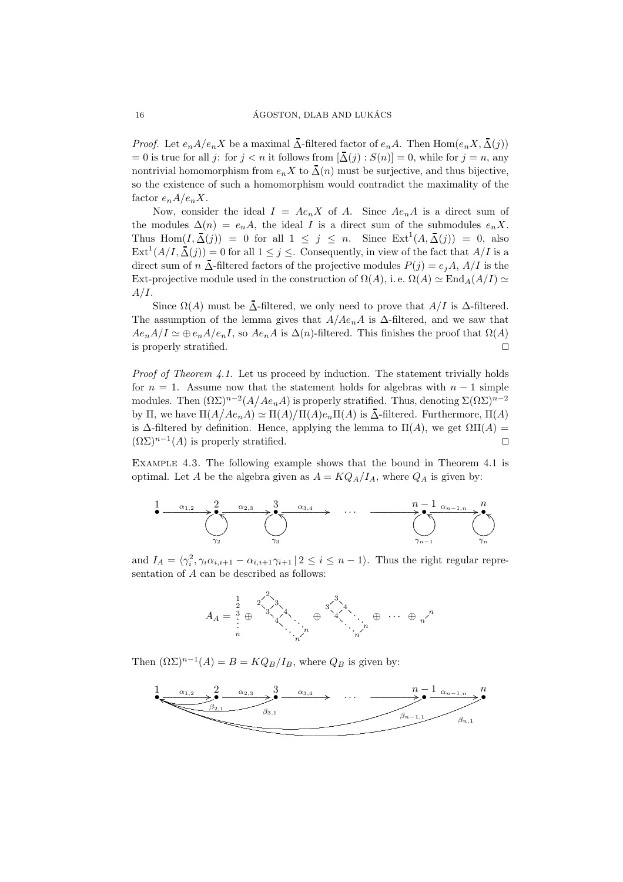*Proof.* Let $e_nA/e_nX$ be a maximal $\bar{\Delta}$-filtered factor of $e_nA$. Then $\mathrm{Hom}(e_nX, \bar{\Delta}(j)) = 0$ is true for all $j$: for $j < n$ it follows from $[\bar{\Delta}(j) : S(n)] = 0$, while for $j = n$, any nontrivial homomorphism from $e_nX$ to $\bar{\Delta}(n)$ must be surjective, and thus bijective, so the existence of such a homomorphism would contradict the maximality of the factor $e_nA/e_nX$.

Now, consider the ideal $I = Ae_nX$ of $A$. Since $Ae_nA$ is a direct sum of the modules $\Delta(n) = e_nA$, the ideal $I$ is a direct sum of the submodules $e_nX$. Thus $\mathrm{Hom}(I, \bar{\Delta}(j)) = 0$ for all $1 \leq j \leq n$. Since $\mathrm{Ext}^1(A, \bar{\Delta}(j)) = 0$, also $\mathrm{Ext}^1(A/I, \bar{\Delta}(j)) = 0$ for all $1 \leq j \leq$. Consequently, in view of the fact that $A/I$ is a direct sum of $n$ $\bar{\Delta}$-filtered factors of the projective modules $P(j) = e_jA$, $A/I$ is the Ext-projective module used in the construction of $\Omega(A)$, i. e. $\Omega(A) \simeq \mathrm{End}_A(A/I) \simeq A/I$.

Since $\Omega(A)$ must be $\bar{\Delta}$-filtered, we only need to prove that $A/I$ is $\Delta$-filtered. The assumption of the lemma gives that $A/Ae_nA$ is $\Delta$-filtered, and we saw that $Ae_nA/I \simeq \oplus\, e_nA/e_nI$, so $Ae_nA$ is $\Delta(n)$-filtered. This finishes the proof that $\Omega(A)$ is properly stratified. $\square$

*Proof of Theorem 4.1.* Let us proceed by induction. The statement trivially holds for $n = 1$. Assume now that the statement holds for algebras with $n - 1$ simple modules. Then $(\Omega\Sigma)^{n-2}(A/Ae_nA)$ is properly stratified. Thus, denoting $\Sigma(\Omega\Sigma)^{n-2}$ by $\Pi$, we have $\Pi(A/Ae_nA) \simeq \Pi(A)/\Pi(A)e_n\Pi(A)$ is $\bar{\Delta}$-filtered. Furthermore, $\Pi(A)$ is $\Delta$-filtered by definition. Hence, applying the lemma to $\Pi(A)$, we get $\Omega\Pi(A) = (\Omega\Sigma)^{n-1}(A)$ is properly stratified. $\square$

Example 4.3. The following example shows that the bound in Theorem 4.1 is optimal. Let $A$ be the algebra given as $A = KQ_A/I_A$, where $Q_A$ is given by:

$$1 \xrightarrow{\alpha_{1,2}} 2 \underset{\gamma_2}{\circlearrowleft} \xrightarrow{\alpha_{2,3}} 3 \underset{\gamma_3}{\circlearrowleft} \xrightarrow{\alpha_{3,4}} \cdots \longrightarrow n-1 \underset{\gamma_{n-1}}{\circlearrowleft} \xrightarrow{\alpha_{n-1,n}} n \underset{\gamma_n}{\circlearrowleft}$$

and $I_A = \langle \gamma_i^2, \gamma_i\alpha_{i,i+1} - \alpha_{i,i+1}\gamma_{i+1} \,|\, 2 \leq i \leq n-1 \rangle$. Thus the right regular representation of $A$ can be described as follows:

$$A_A = \begin{smallmatrix} 1 \\ 2 \\ 3 \\ \vdots \\ n \end{smallmatrix} \oplus \begin{smallmatrix} & 2 & & & \\ 2 & & 3 & & \\ & 3 & & 4 & \\ & & 4 & & \ddots \\ & & & \ddots & & n \\ & & & & n & \end{smallmatrix} \oplus \begin{smallmatrix} & 3 & & \\ 3 & & 4 & \\ & 4 & & \ddots \\ & & \ddots & & n \\ & & & n & \end{smallmatrix} \oplus \cdots \oplus \begin{smallmatrix} & n \\ n & \end{smallmatrix}$$

Then $(\Omega\Sigma)^{n-1}(A) = B = KQ_B/I_B$, where $Q_B$ is given by:

$$1 \xrightarrow{\alpha_{1,2}} 2 \xrightarrow{\alpha_{2,3}} 3 \xrightarrow{\alpha_{3,4}} \cdots \longrightarrow n-1 \xrightarrow{\alpha_{n-1,n}} n, \qquad \beta_{i,1}: i \to 1 \ (2 \leq i \leq n)$$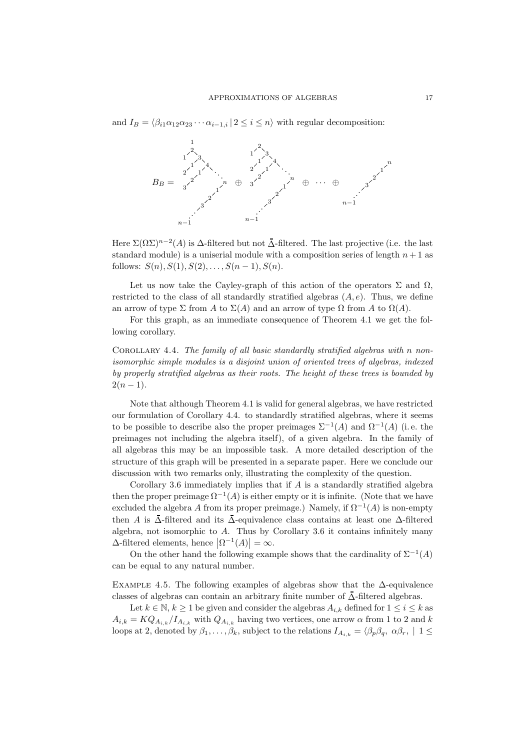and $I_B = \langle \beta_{i1}\alpha_{12}\alpha_{23}\cdots\alpha_{i-1,i} \,|\, 2 \leq i \leq n\rangle$ with regular decomposition:

$$B_B = \begin{smallmatrix} & 1 & & & & \\ & 2 & & & & \\ 1 & & 3 & & & \\ 2 & 1 & & 4 & & \\ 3 & 2 & 1 & & \ddots & \\ & & & & & n \\ & & & & 1 & \\ & & & 2 & & \\ & & 3 & & & \\ & \vdots & & & & \\ n-1 & & & & & \end{smallmatrix} \oplus \begin{smallmatrix} & 2 & & & \\ 1 & & 3 & & \\ 2 & 1 & & 4 & \\ 3 & 2 & 1 & & \ddots \\ & & & & n \\ & & & 1 & \\ & & 2 & & \\ & 3 & & & \\ \vdots & & & & \\ n-1 & & & & \end{smallmatrix} \oplus \cdots \oplus \begin{smallmatrix} & & & n \\ & & 1 & \\ & 2 & & \\ 3 & & & \\ \vdots & & & \\ n-1 & & & \end{smallmatrix}$$

Here $\Sigma(\Omega\Sigma)^{n-2}(A)$ is $\Delta$-filtered but not $\bar{\Delta}$-filtered. The last projective (i.e. the last standard module) is a uniserial module with a composition series of length $n+1$ as follows: $S(n), S(1), S(2), \ldots, S(n-1), S(n)$.

Let us now take the Cayley-graph of this action of the operators $\Sigma$ and $\Omega$, restricted to the class of all standardly stratified algebras $(A, e)$. Thus, we define an arrow of type $\Sigma$ from $A$ to $\Sigma(A)$ and an arrow of type $\Omega$ from $A$ to $\Omega(A)$.

For this graph, as an immediate consequence of Theorem 4.1 we get the following corollary.

Corollary 4.4. *The family of all basic standardly stratified algebras with $n$ non-isomorphic simple modules is a disjoint union of oriented trees of algebras, indexed by properly stratified algebras as their roots. The height of these trees is bounded by $2(n-1)$.*

Note that although Theorem 4.1 is valid for general algebras, we have restricted our formulation of Corollary 4.4. to standardly stratified algebras, where it seems to be possible to describe also the proper preimages $\Sigma^{-1}(A)$ and $\Omega^{-1}(A)$ (i. e. the preimages not including the algebra itself), of a given algebra. In the family of all algebras this may be an impossible task. A more detailed description of the structure of this graph will be presented in a separate paper. Here we conclude our discussion with two remarks only, illustrating the complexity of the question.

Corollary 3.6 immediately implies that if $A$ is a standardly stratified algebra then the proper preimage $\Omega^{-1}(A)$ is either empty or it is infinite. (Note that we have excluded the algebra $A$ from its proper preimage.) Namely, if $\Omega^{-1}(A)$ is non-empty then $A$ is $\bar{\Delta}$-filtered and its $\bar{\Delta}$-equivalence class contains at least one $\Delta$-filtered algebra, not isomorphic to $A$. Thus by Corollary 3.6 it contains infinitely many $\Delta$-filtered elements, hence $\left|\Omega^{-1}(A)\right| = \infty$.

On the other hand the following example shows that the cardinality of $\Sigma^{-1}(A)$ can be equal to any natural number.

Example 4.5. The following examples of algebras show that the $\Delta$-equivalence classes of algebras can contain an arbitrary finite number of $\bar{\Delta}$-filtered algebras.

Let $k \in \mathbb{N}$, $k \geq 1$ be given and consider the algebras $A_{i,k}$ defined for $1 \leq i \leq k$ as $A_{i,k} = KQ_{A_{i,k}}/I_{A_{i,k}}$ with $Q_{A_{i,k}}$ having two vertices, one arrow $\alpha$ from 1 to 2 and $k$ loops at 2, denoted by $\beta_1, \ldots, \beta_k$, subject to the relations $I_{A_{i,k}} = \langle \beta_p\beta_q,\ \alpha\beta_r,\ \mid 1 \leq$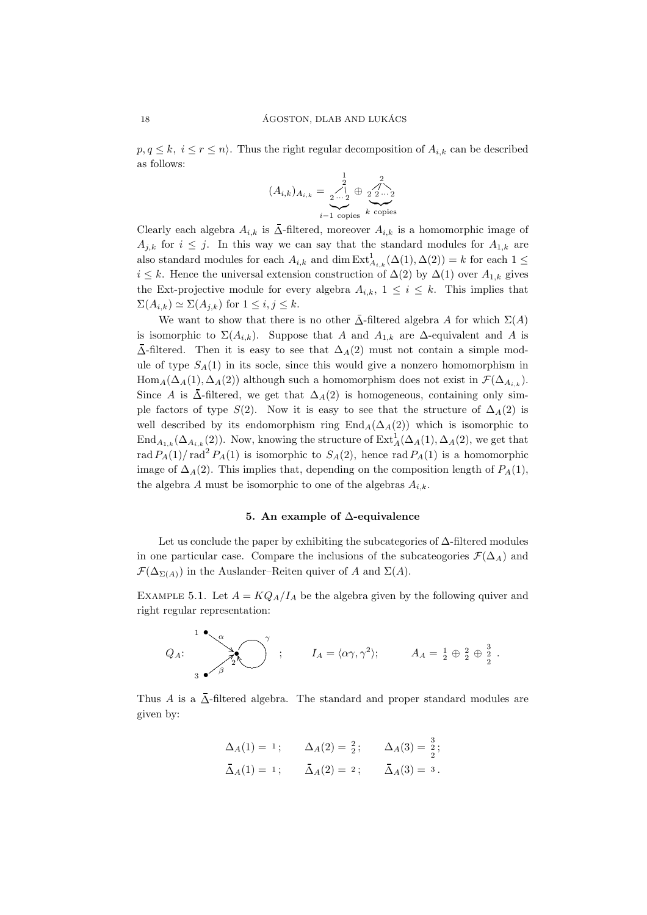$p, q \leq k,\ i \leq r \leq n\rangle$. Thus the right regular decomposition of $A_{i,k}$ can be described as follows:

$$(A_{i,k})_{A_{i,k}} = \underbrace{\begin{smallmatrix} 1 \\ 2 \\ 2 \cdots 2 \end{smallmatrix}}_{i-1 \text{ copies}} \oplus \underbrace{\begin{smallmatrix} 2 \\ 2\ 2 \cdots 2 \end{smallmatrix}}_{k \text{ copies}}$$

Clearly each algebra $A_{i,k}$ is $\bar{\Delta}$-filtered, moreover $A_{i,k}$ is a homomorphic image of $A_{j,k}$ for $i \leq j$. In this way we can say that the standard modules for $A_{1,k}$ are also standard modules for each $A_{i,k}$ and $\dim \mathrm{Ext}^1_{A_{i,k}}(\Delta(1), \Delta(2)) = k$ for each $1 \leq i \leq k$. Hence the universal extension construction of $\Delta(2)$ by $\Delta(1)$ over $A_{1,k}$ gives the Ext-projective module for every algebra $A_{i,k}$, $1 \leq i \leq k$. This implies that $\Sigma(A_{i,k}) \simeq \Sigma(A_{j,k})$ for $1 \leq i, j \leq k$.

We want to show that there is no other $\bar{\Delta}$-filtered algebra $A$ for which $\Sigma(A)$ is isomorphic to $\Sigma(A_{i,k})$. Suppose that $A$ and $A_{1,k}$ are $\Delta$-equivalent and $A$ is $\bar{\Delta}$-filtered. Then it is easy to see that $\Delta_A(2)$ must not contain a simple module of type $S_A(1)$ in its socle, since this would give a nonzero homomorphism in $\mathrm{Hom}_A(\Delta_A(1), \Delta_A(2))$ although such a homomorphism does not exist in $\mathcal{F}(\Delta_{A_{i,k}})$. Since $A$ is $\bar{\Delta}$-filtered, we get that $\Delta_A(2)$ is homogeneous, containing only simple factors of type $S(2)$. Now it is easy to see that the structure of $\Delta_A(2)$ is well described by its endomorphism ring $\mathrm{End}_A(\Delta_A(2))$ which is isomorphic to $\mathrm{End}_{A_{1,k}}(\Delta_{A_{i,k}}(2))$. Now, knowing the structure of $\mathrm{Ext}^1_A(\Delta_A(1), \Delta_A(2)$, we get that $\mathrm{rad}\, P_A(1)/\mathrm{rad}^2 P_A(1)$ is isomorphic to $S_A(2)$, hence $\mathrm{rad}\, P_A(1)$ is a homomorphic image of $\Delta_A(2)$. This implies that, depending on the composition length of $P_A(1)$, the algebra $A$ must be isomorphic to one of the algebras $A_{i,k}$.

## 5. An example of $\Delta$-equivalence

Let us conclude the paper by exhibiting the subcategories of $\Delta$-filtered modules in one particular case. Compare the inclusions of the subcateogories $\mathcal{F}(\Delta_A)$ and $\mathcal{F}(\Delta_{\Sigma(A)})$ in the Auslander–Reiten quiver of $A$ and $\Sigma(A)$.

Example 5.1. Let $A = KQ_A/I_A$ be the algebra given by the following quiver and right regular representation:

$Q_A$: $1 \xrightarrow{\alpha} 2$, $3 \xrightarrow{\beta} 2$, loop $\gamma$ at $2$; $\qquad I_A = \langle \alpha\gamma, \gamma^2 \rangle; \qquad A_A = \begin{smallmatrix} 1 \\ 2 \end{smallmatrix} \oplus \begin{smallmatrix} 2 \\ 2 \end{smallmatrix} \oplus \begin{smallmatrix} 3 \\ 2 \\ 2 \end{smallmatrix}$.

Thus $A$ is a $\bar{\Delta}$-filtered algebra. The standard and proper standard modules are given by:

$$\Delta_A(1) = 1; \qquad \Delta_A(2) = \begin{smallmatrix} 2 \\ 2 \end{smallmatrix}; \qquad \Delta_A(3) = \begin{smallmatrix} 3 \\ 2 \\ 2 \end{smallmatrix};$$

$$\bar{\Delta}_A(1) = 1; \qquad \bar{\Delta}_A(2) = 2; \qquad \bar{\Delta}_A(3) = 3.$$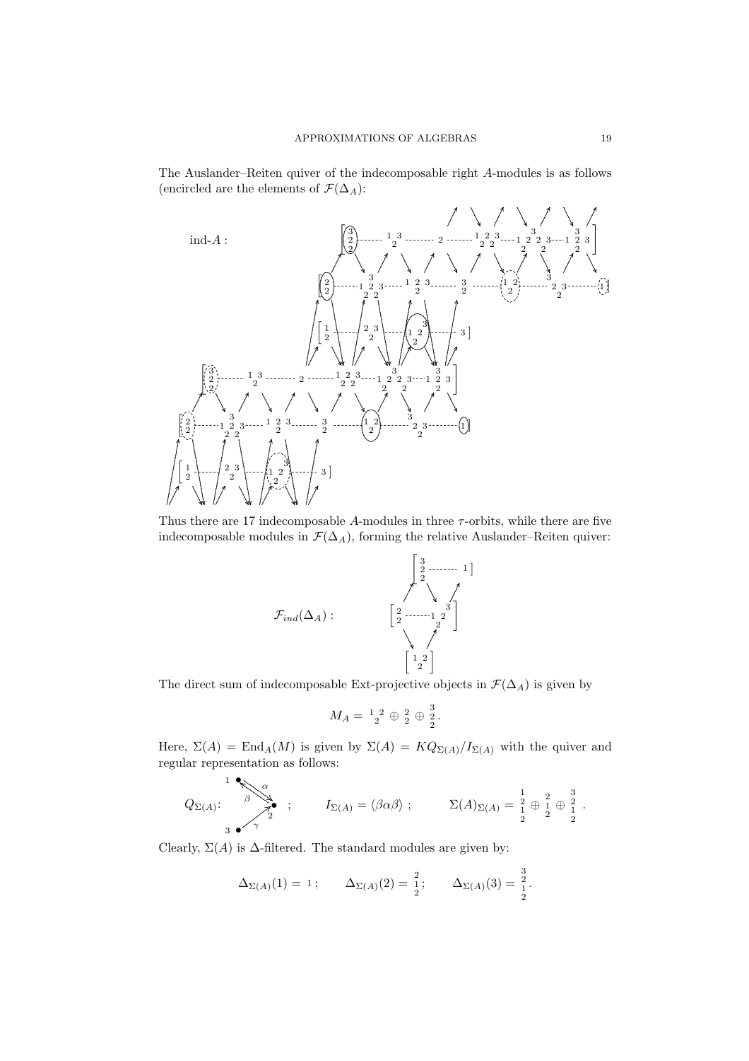The Auslander–Reiten quiver of the indecomposable right $A$-modules is as follows (encircled are the elements of $\mathcal{F}(\Delta_A)$:

ind-$A$ :

Thus there are 17 indecomposable $A$-modules in three $\tau$-orbits, while there are five indecomposable modules in $\mathcal{F}(\Delta_A)$, forming the relative Auslander–Reiten quiver:

$\mathcal{F}_{ind}(\Delta_A)$ :

The direct sum of indecomposable Ext-projective objects in $\mathcal{F}(\Delta_A)$ is given by

$$M_A = {}^{1}{}_{2}{}^{2} \oplus \begin{smallmatrix} 2 \\ 2 \end{smallmatrix} \oplus \begin{smallmatrix} 3 \\ 2 \\ 2 \end{smallmatrix}.$$

Here, $\Sigma(A) = \operatorname{End}_A(M)$ is given by $\Sigma(A) = KQ_{\Sigma(A)}/I_{\Sigma(A)}$ with the quiver and regular representation as follows:

$$Q_{\Sigma(A)}: \quad 1 \underset{\beta}{\overset{\alpha}{\rightleftarrows}} 2 \xleftarrow{\gamma} 3 \quad ; \qquad I_{\Sigma(A)} = \langle \beta\alpha\beta \rangle \ ; \qquad \Sigma(A)_{\Sigma(A)} = \begin{smallmatrix} 1 \\ 2 \\ 1 \\ 2 \end{smallmatrix} \oplus \begin{smallmatrix} 2 \\ 1 \\ 2 \end{smallmatrix} \oplus \begin{smallmatrix} 3 \\ 2 \\ 1 \\ 2 \end{smallmatrix}.$$

Clearly, $\Sigma(A)$ is $\Delta$-filtered. The standard modules are given by:

$$\Delta_{\Sigma(A)}(1) = 1\, ; \qquad \Delta_{\Sigma(A)}(2) = \begin{smallmatrix} 2 \\ 1 \\ 2 \end{smallmatrix}; \qquad \Delta_{\Sigma(A)}(3) = \begin{smallmatrix} 3 \\ 2 \\ 1 \\ 2 \end{smallmatrix}.$$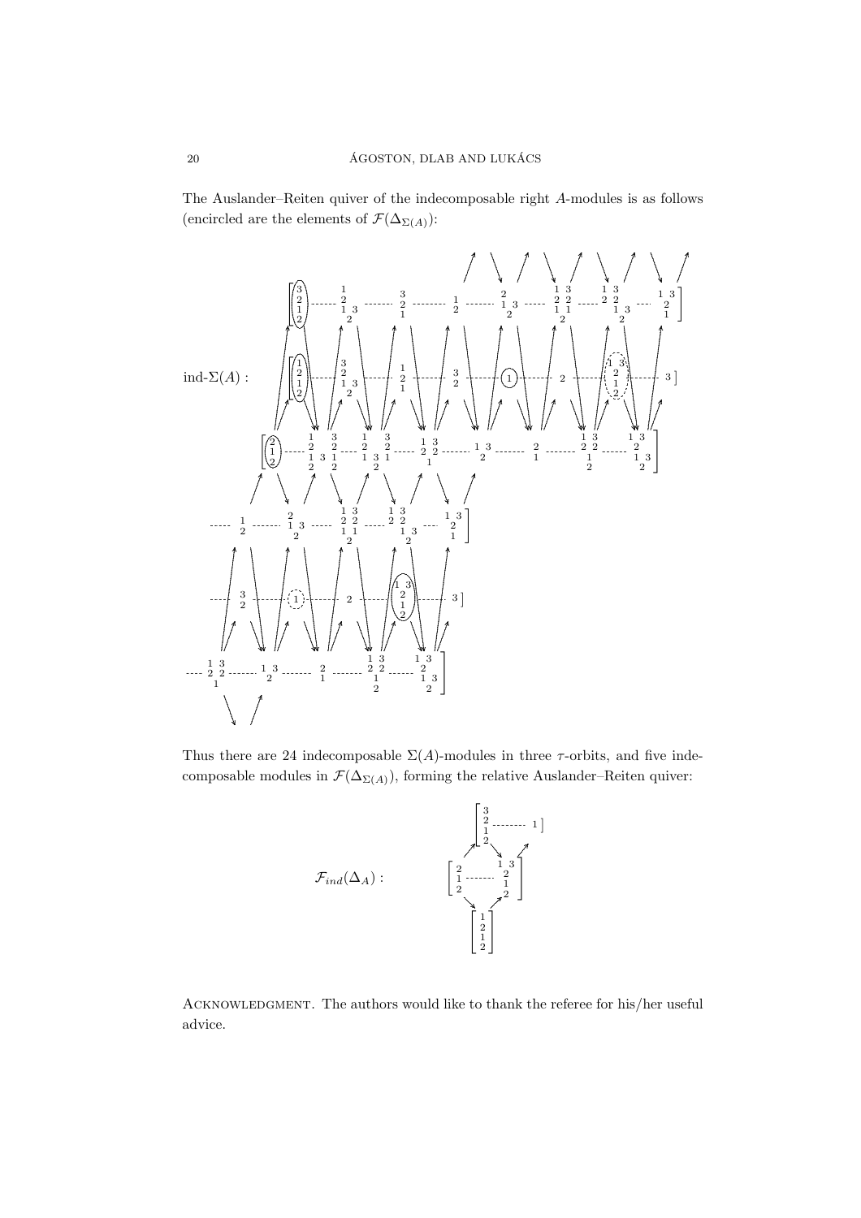The Auslander–Reiten quiver of the indecomposable right $A$-modules is as follows (encircled are the elements of $\mathcal{F}(\Delta_{\Sigma(A)})$):

ind-$\Sigma(A)$ :

Thus there are 24 indecomposable $\Sigma(A)$-modules in three $\tau$-orbits, and five indecomposable modules in $\mathcal{F}(\Delta_{\Sigma(A)})$, forming the relative Auslander–Reiten quiver:

$\mathcal{F}_{ind}(\Delta_A)$ :

Acknowledgment. The authors would like to thank the referee for his/her useful advice.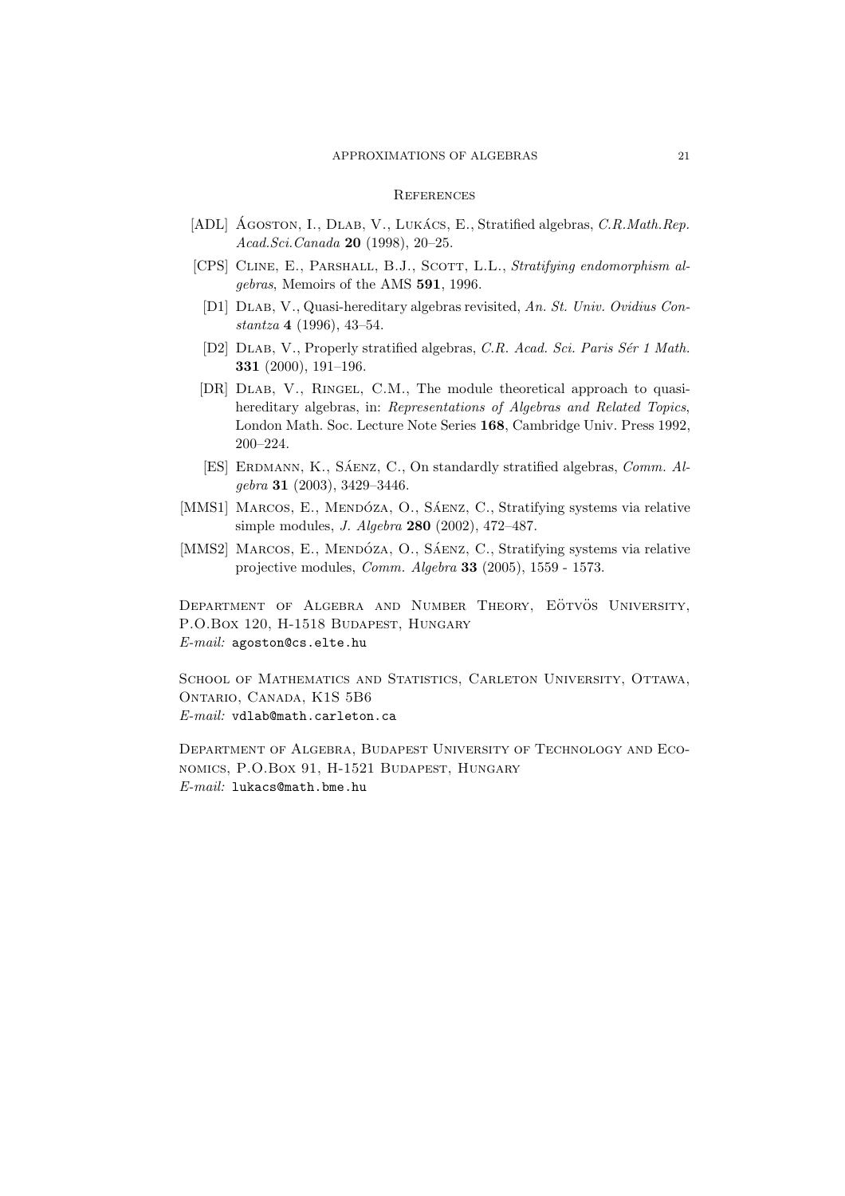## References

[ADL] Ágoston, I., Dlab, V., Lukács, E., Stratified algebras, *C.R.Math.Rep. Acad.Sci.Canada* **20** (1998), 20–25.

[CPS] Cline, E., Parshall, B.J., Scott, L.L., *Stratifying endomorphism algebras*, Memoirs of the AMS **591**, 1996.

[D1] Dlab, V., Quasi-hereditary algebras revisited, *An. St. Univ. Ovidius Constantza* **4** (1996), 43–54.

[D2] Dlab, V., Properly stratified algebras, *C.R. Acad. Sci. Paris Sér 1 Math.* **331** (2000), 191–196.

[DR] Dlab, V., Ringel, C.M., The module theoretical approach to quasi-hereditary algebras, in: *Representations of Algebras and Related Topics*, London Math. Soc. Lecture Note Series **168**, Cambridge Univ. Press 1992, 200–224.

[ES] Erdmann, K., Sáenz, C., On standardly stratified algebras, *Comm. Algebra* **31** (2003), 3429–3446.

[MMS1] Marcos, E., Mendóza, O., Sáenz, C., Stratifying systems via relative simple modules, *J. Algebra* **280** (2002), 472–487.

[MMS2] Marcos, E., Mendóza, O., Sáenz, C., Stratifying systems via relative projective modules, *Comm. Algebra* **33** (2005), 1559 - 1573.

Department of Algebra and Number Theory, Eötvös University, P.O.Box 120, H-1518 Budapest, Hungary
*E-mail:* agoston@cs.elte.hu

School of Mathematics and Statistics, Carleton University, Ottawa, Ontario, Canada, K1S 5B6
*E-mail:* vdlab@math.carleton.ca

Department of Algebra, Budapest University of Technology and Economics, P.O.Box 91, H-1521 Budapest, Hungary
*E-mail:* lukacs@math.bme.hu